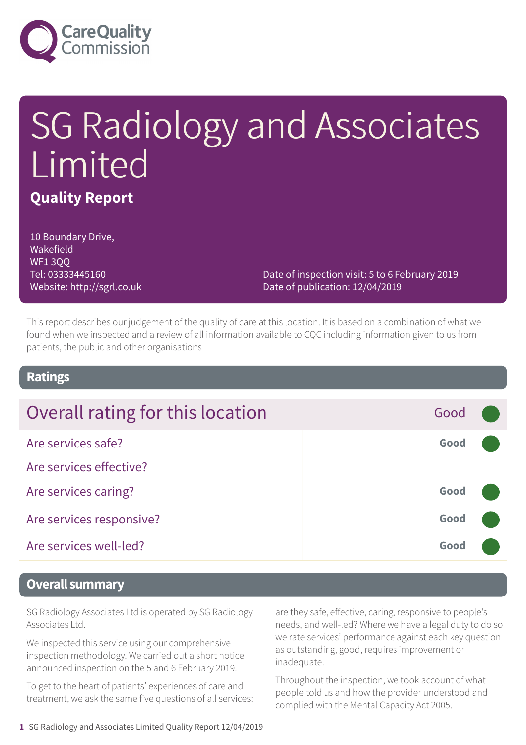# SG Radiology and Associates Limited

## Quality Report

10 Boundary Drive,
Wakefield
WF1 3QQ
Tel: 03333445160
Website: http://sgrl.co.uk

Date of inspection visit: 5 to 6 February 2019
Date of publication: 12/04/2019

This report describes our judgement of the quality of care at this location. It is based on a combination of what we found when we inspected and a review of all information available to CQC including information given to us from patients, the public and other organisations

## Ratings

| | |
|---|---|
| **Overall rating for this location** | **Good** |
| Are services safe? | Good |
| Are services effective? | |
| Are services caring? | Good |
| Are services responsive? | Good |
| Are services well-led? | Good |

## Overall summary

SG Radiology Associates Ltd is operated by SG Radiology Associates Ltd.

We inspected this service using our comprehensive inspection methodology. We carried out a short notice announced inspection on the 5 and 6 February 2019.

To get to the heart of patients' experiences of care and treatment, we ask the same five questions of all services: are they safe, effective, caring, responsive to people's needs, and well-led? Where we have a legal duty to do so we rate services' performance against each key question as outstanding, good, requires improvement or inadequate.

Throughout the inspection, we took account of what people told us and how the provider understood and complied with the Mental Capacity Act 2005.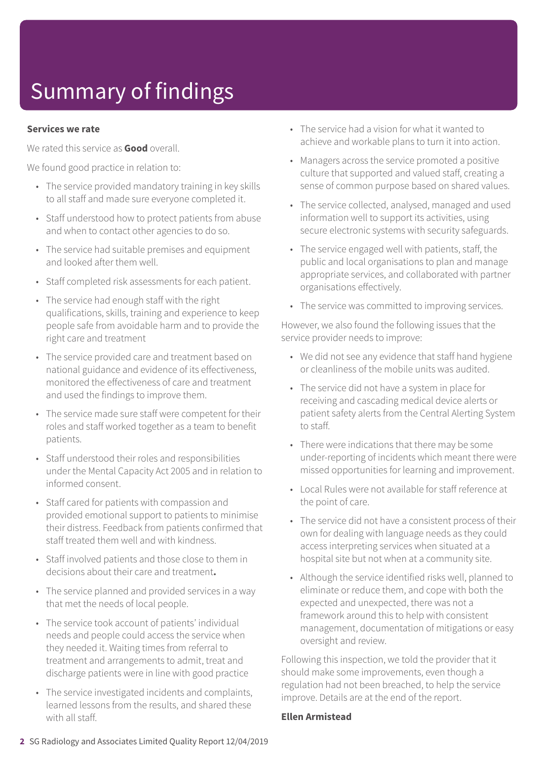# Summary of findings

**Services we rate**

We rated this service as **Good** overall.

We found good practice in relation to:

- The service provided mandatory training in key skills to all staff and made sure everyone completed it.
- Staff understood how to protect patients from abuse and when to contact other agencies to do so.
- The service had suitable premises and equipment and looked after them well.
- Staff completed risk assessments for each patient.
- The service had enough staff with the right qualifications, skills, training and experience to keep people safe from avoidable harm and to provide the right care and treatment
- The service provided care and treatment based on national guidance and evidence of its effectiveness, monitored the effectiveness of care and treatment and used the findings to improve them.
- The service made sure staff were competent for their roles and staff worked together as a team to benefit patients.
- Staff understood their roles and responsibilities under the Mental Capacity Act 2005 and in relation to informed consent.
- Staff cared for patients with compassion and provided emotional support to patients to minimise their distress. Feedback from patients confirmed that staff treated them well and with kindness.
- Staff involved patients and those close to them in decisions about their care and treatment**.**
- The service planned and provided services in a way that met the needs of local people.
- The service took account of patients' individual needs and people could access the service when they needed it. Waiting times from referral to treatment and arrangements to admit, treat and discharge patients were in line with good practice
- The service investigated incidents and complaints, learned lessons from the results, and shared these with all staff.
- The service had a vision for what it wanted to achieve and workable plans to turn it into action.
- Managers across the service promoted a positive culture that supported and valued staff, creating a sense of common purpose based on shared values.
- The service collected, analysed, managed and used information well to support its activities, using secure electronic systems with security safeguards.
- The service engaged well with patients, staff, the public and local organisations to plan and manage appropriate services, and collaborated with partner organisations effectively.
- The service was committed to improving services.

However, we also found the following issues that the service provider needs to improve:

- We did not see any evidence that staff hand hygiene or cleanliness of the mobile units was audited.
- The service did not have a system in place for receiving and cascading medical device alerts or patient safety alerts from the Central Alerting System to staff.
- There were indications that there may be some under-reporting of incidents which meant there were missed opportunities for learning and improvement.
- Local Rules were not available for staff reference at the point of care.
- The service did not have a consistent process of their own for dealing with language needs as they could access interpreting services when situated at a hospital site but not when at a community site.
- Although the service identified risks well, planned to eliminate or reduce them, and cope with both the expected and unexpected, there was not a framework around this to help with consistent management, documentation of mitigations or easy oversight and review.

Following this inspection, we told the provider that it should make some improvements, even though a regulation had not been breached, to help the service improve. Details are at the end of the report.

**Ellen Armistead**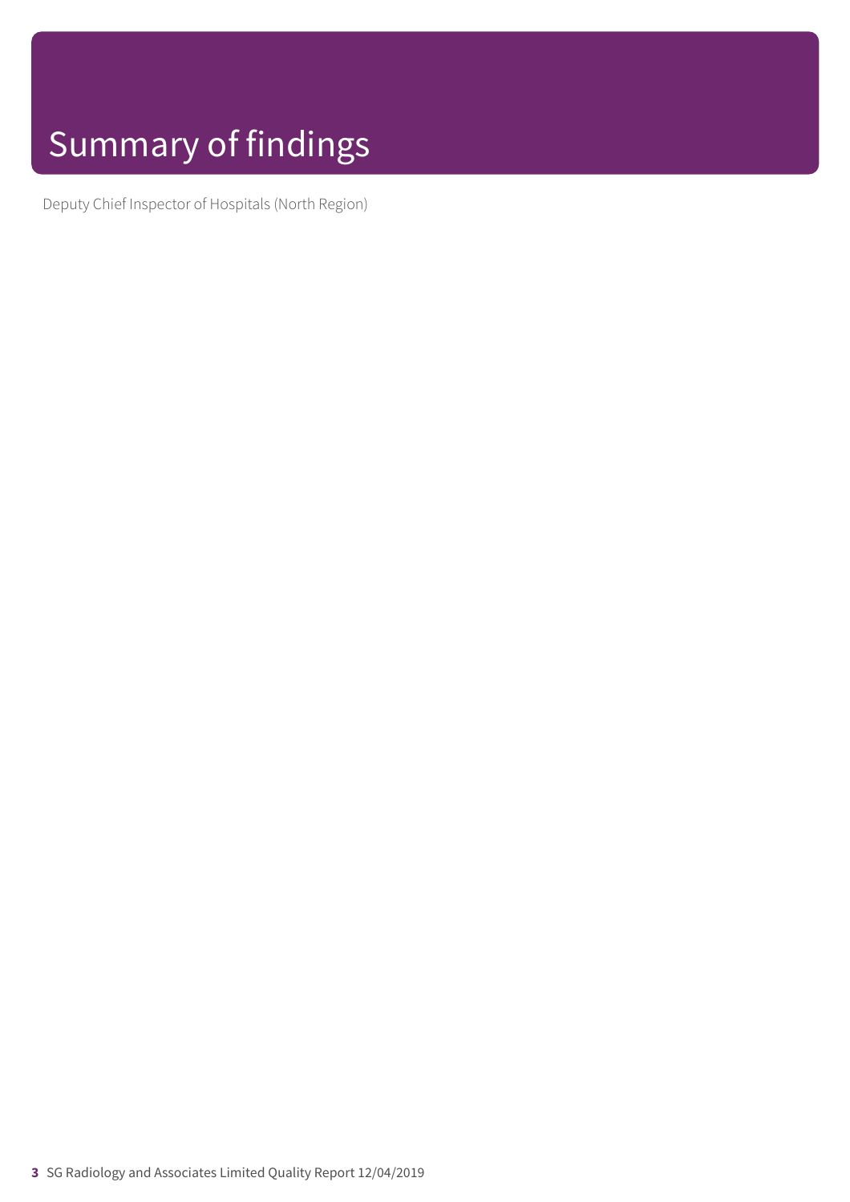# Summary of findings

Deputy Chief Inspector of Hospitals (North Region)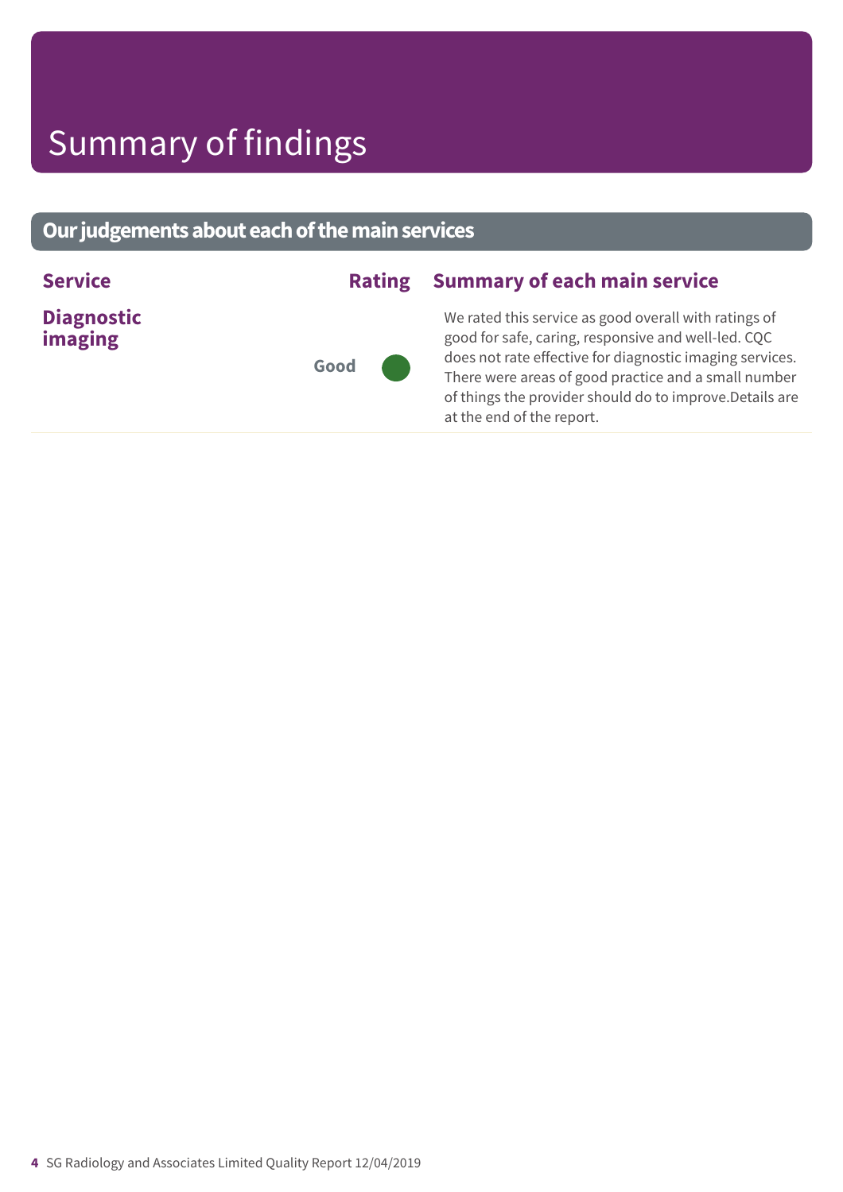# Summary of findings

## Our judgements about each of the main services

| Service | Rating | Summary of each main service |
| --- | --- | --- |
| **Diagnostic imaging** | Good | We rated this service as good overall with ratings of good for safe, caring, responsive and well-led. CQC does not rate effective for diagnostic imaging services. There were areas of good practice and a small number of things the provider should do to improve.Details are at the end of the report. |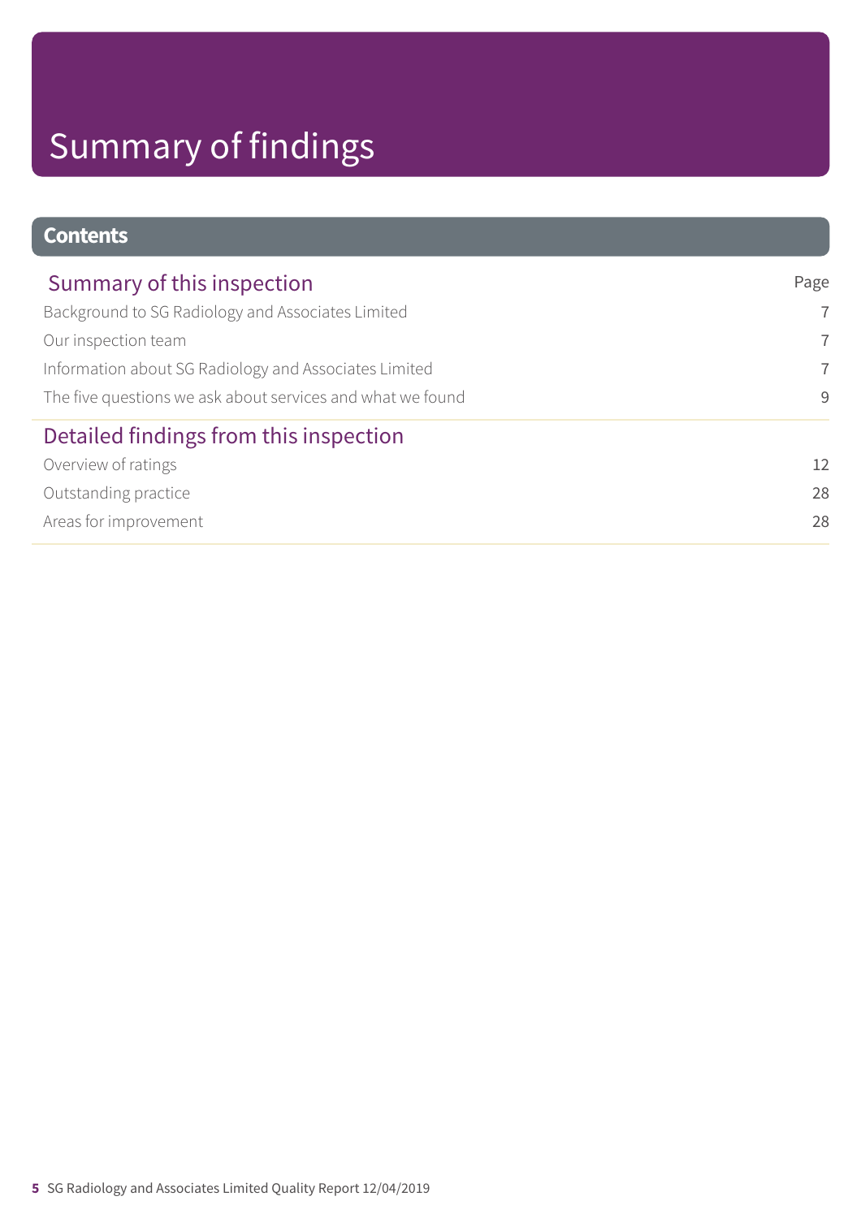# Summary of findings

## Contents

| Summary of this inspection | Page |
|---|---|
| Background to SG Radiology and Associates Limited | 7 |
| Our inspection team | 7 |
| Information about SG Radiology and Associates Limited | 7 |
| The five questions we ask about services and what we found | 9 |
| **Detailed findings from this inspection** | |
| Overview of ratings | 12 |
| Outstanding practice | 28 |
| Areas for improvement | 28 |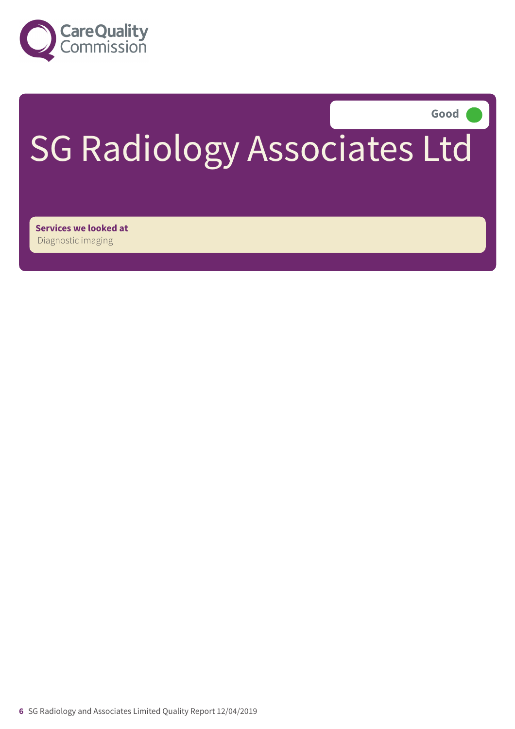Care Quality Commission

Good

# SG Radiology Associates Ltd

**Services we looked at**
Diagnostic imaging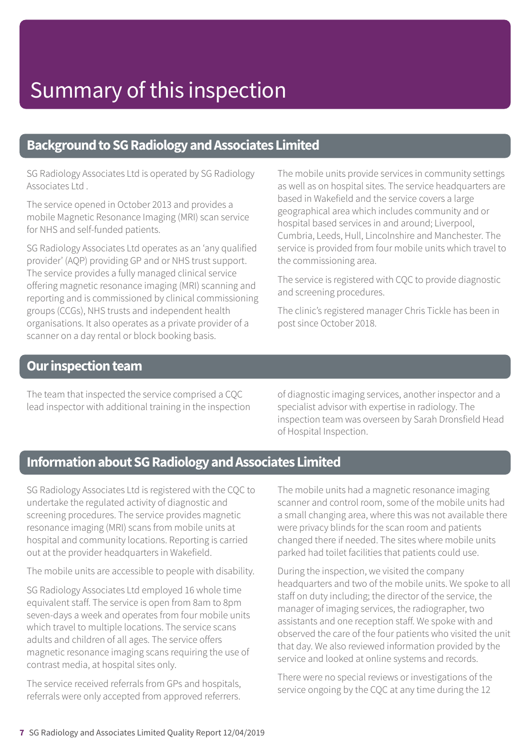# Summary of this inspection

## Background to SG Radiology and Associates Limited

SG Radiology Associates Ltd is operated by SG Radiology Associates Ltd .

The service opened in October 2013 and provides a mobile Magnetic Resonance Imaging (MRI) scan service for NHS and self-funded patients.

SG Radiology Associates Ltd operates as an 'any qualified provider' (AQP) providing GP and or NHS trust support. The service provides a fully managed clinical service offering magnetic resonance imaging (MRI) scanning and reporting and is commissioned by clinical commissioning groups (CCGs), NHS trusts and independent health organisations. It also operates as a private provider of a scanner on a day rental or block booking basis.

The mobile units provide services in community settings as well as on hospital sites. The service headquarters are based in Wakefield and the service covers a large geographical area which includes community and or hospital based services in and around; Liverpool, Cumbria, Leeds, Hull, Lincolnshire and Manchester. The service is provided from four mobile units which travel to the commissioning area.

The service is registered with CQC to provide diagnostic and screening procedures.

The clinic's registered manager Chris Tickle has been in post since October 2018.

## Our inspection team

The team that inspected the service comprised a CQC lead inspector with additional training in the inspection of diagnostic imaging services, another inspector and a specialist advisor with expertise in radiology. The inspection team was overseen by Sarah Dronsfield Head of Hospital Inspection.

## Information about SG Radiology and Associates Limited

SG Radiology Associates Ltd is registered with the CQC to undertake the regulated activity of diagnostic and screening procedures. The service provides magnetic resonance imaging (MRI) scans from mobile units at hospital and community locations. Reporting is carried out at the provider headquarters in Wakefield.

The mobile units are accessible to people with disability.

SG Radiology Associates Ltd employed 16 whole time equivalent staff. The service is open from 8am to 8pm seven-days a week and operates from four mobile units which travel to multiple locations. The service scans adults and children of all ages. The service offers magnetic resonance imaging scans requiring the use of contrast media, at hospital sites only.

The service received referrals from GPs and hospitals, referrals were only accepted from approved referrers.

The mobile units had a magnetic resonance imaging scanner and control room, some of the mobile units had a small changing area, where this was not available there were privacy blinds for the scan room and patients changed there if needed. The sites where mobile units parked had toilet facilities that patients could use.

During the inspection, we visited the company headquarters and two of the mobile units. We spoke to all staff on duty including; the director of the service, the manager of imaging services, the radiographer, two assistants and one reception staff. We spoke with and observed the care of the four patients who visited the unit that day. We also reviewed information provided by the service and looked at online systems and records.

There were no special reviews or investigations of the service ongoing by the CQC at any time during the 12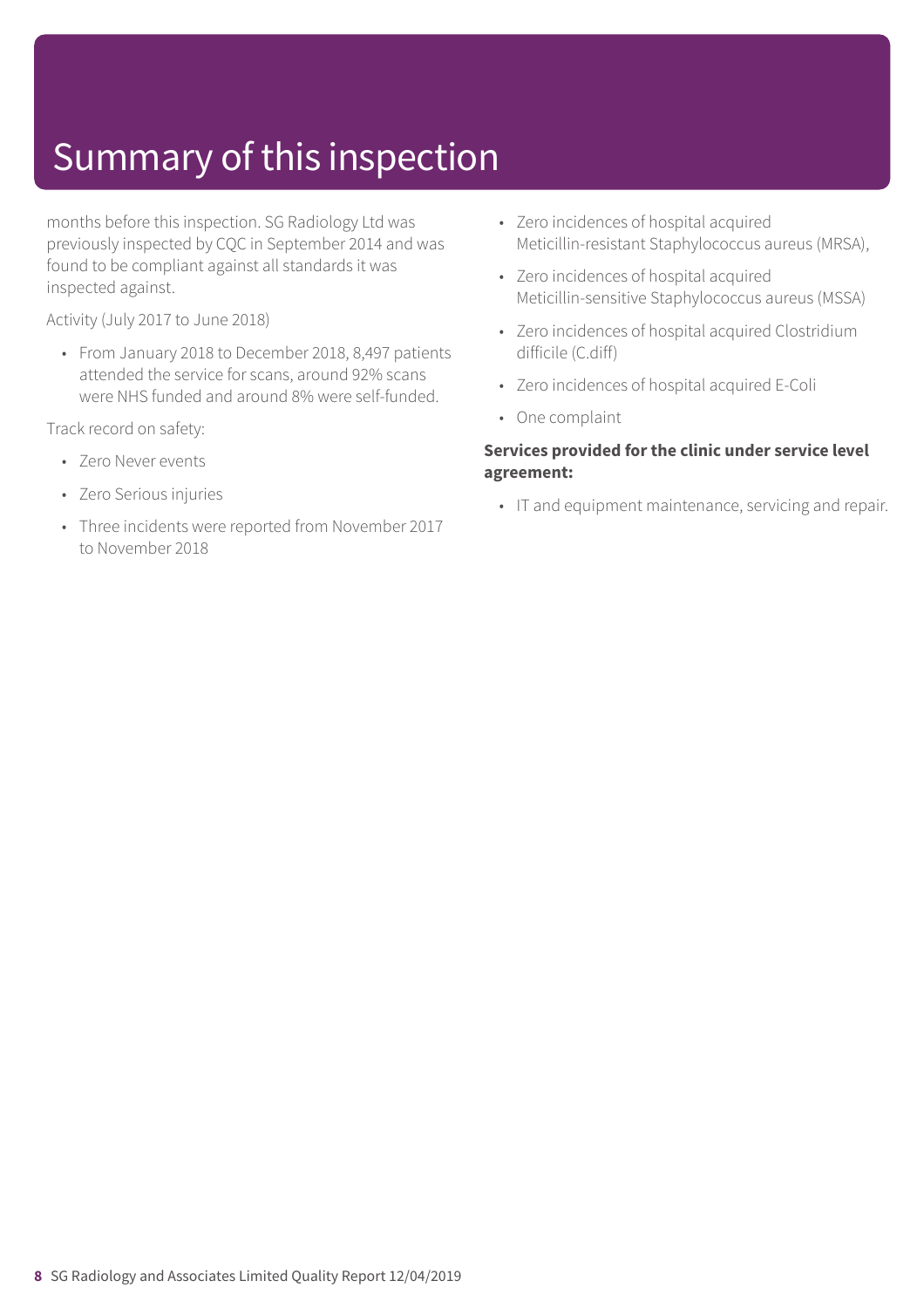# Summary of this inspection

months before this inspection. SG Radiology Ltd was previously inspected by CQC in September 2014 and was found to be compliant against all standards it was inspected against.

Activity (July 2017 to June 2018)

- From January 2018 to December 2018, 8,497 patients attended the service for scans, around 92% scans were NHS funded and around 8% were self-funded.

Track record on safety:

- Zero Never events
- Zero Serious injuries
- Three incidents were reported from November 2017 to November 2018
- Zero incidences of hospital acquired Meticillin-resistant Staphylococcus aureus (MRSA),
- Zero incidences of hospital acquired Meticillin-sensitive Staphylococcus aureus (MSSA)
- Zero incidences of hospital acquired Clostridium difficile (C.diff)
- Zero incidences of hospital acquired E-Coli
- One complaint

**Services provided for the clinic under service level agreement:**

- IT and equipment maintenance, servicing and repair.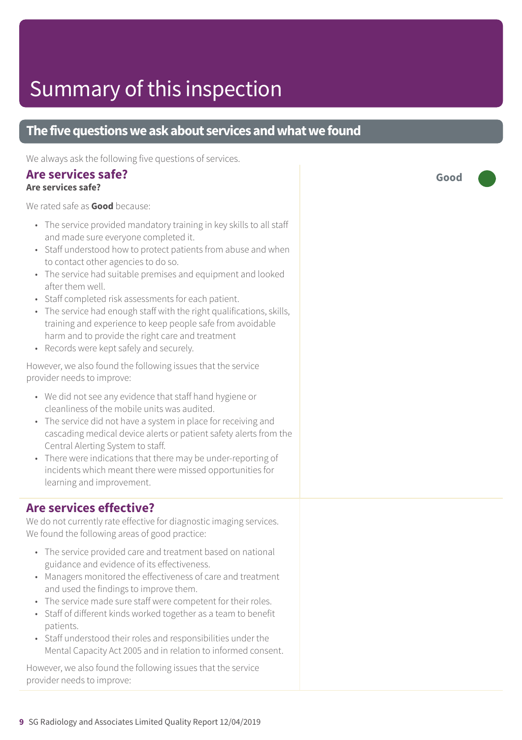# Summary of this inspection

## The five questions we ask about services and what we found

We always ask the following five questions of services.

### Are services safe?

**Are services safe?**

Good

We rated safe as **Good** because:

- The service provided mandatory training in key skills to all staff and made sure everyone completed it.
- Staff understood how to protect patients from abuse and when to contact other agencies to do so.
- The service had suitable premises and equipment and looked after them well.
- Staff completed risk assessments for each patient.
- The service had enough staff with the right qualifications, skills, training and experience to keep people safe from avoidable harm and to provide the right care and treatment
- Records were kept safely and securely.

However, we also found the following issues that the service provider needs to improve:

- We did not see any evidence that staff hand hygiene or cleanliness of the mobile units was audited.
- The service did not have a system in place for receiving and cascading medical device alerts or patient safety alerts from the Central Alerting System to staff.
- There were indications that there may be under-reporting of incidents which meant there were missed opportunities for learning and improvement.

### Are services effective?

We do not currently rate effective for diagnostic imaging services. We found the following areas of good practice:

- The service provided care and treatment based on national guidance and evidence of its effectiveness.
- Managers monitored the effectiveness of care and treatment and used the findings to improve them.
- The service made sure staff were competent for their roles.
- Staff of different kinds worked together as a team to benefit patients.
- Staff understood their roles and responsibilities under the Mental Capacity Act 2005 and in relation to informed consent.

However, we also found the following issues that the service provider needs to improve: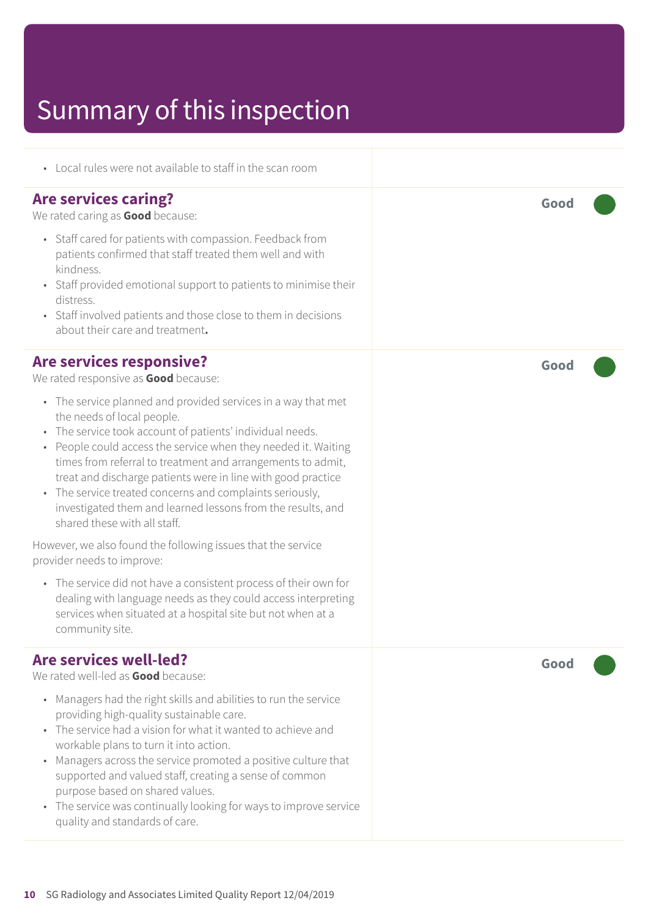# Summary of this inspection

- Local rules were not available to staff in the scan room

## Are services caring?

**Good**

We rated caring as **Good** because:

- Staff cared for patients with compassion. Feedback from patients confirmed that staff treated them well and with kindness.
- Staff provided emotional support to patients to minimise their distress.
- Staff involved patients and those close to them in decisions about their care and treatment**.**

## Are services responsive?

**Good**

We rated responsive as **Good** because:

- The service planned and provided services in a way that met the needs of local people.
- The service took account of patients' individual needs.
- People could access the service when they needed it. Waiting times from referral to treatment and arrangements to admit, treat and discharge patients were in line with good practice
- The service treated concerns and complaints seriously, investigated them and learned lessons from the results, and shared these with all staff.

However, we also found the following issues that the service provider needs to improve:

- The service did not have a consistent process of their own for dealing with language needs as they could access interpreting services when situated at a hospital site but not when at a community site.

## Are services well-led?

**Good**

We rated well-led as **Good** because:

- Managers had the right skills and abilities to run the service providing high-quality sustainable care.
- The service had a vision for what it wanted to achieve and workable plans to turn it into action.
- Managers across the service promoted a positive culture that supported and valued staff, creating a sense of common purpose based on shared values.
- The service was continually looking for ways to improve service quality and standards of care.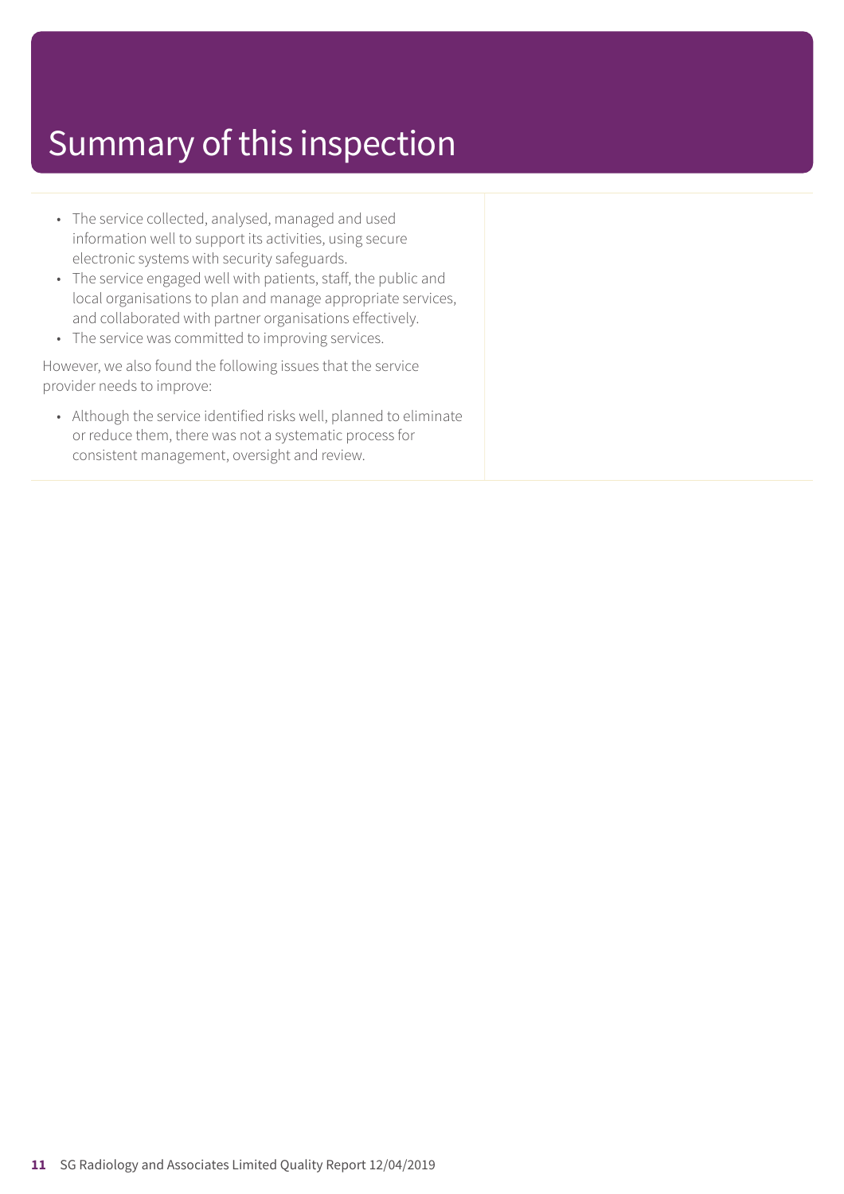# Summary of this inspection

- The service collected, analysed, managed and used information well to support its activities, using secure electronic systems with security safeguards.
- The service engaged well with patients, staff, the public and local organisations to plan and manage appropriate services, and collaborated with partner organisations effectively.
- The service was committed to improving services.

However, we also found the following issues that the service provider needs to improve:

- Although the service identified risks well, planned to eliminate or reduce them, there was not a systematic process for consistent management, oversight and review.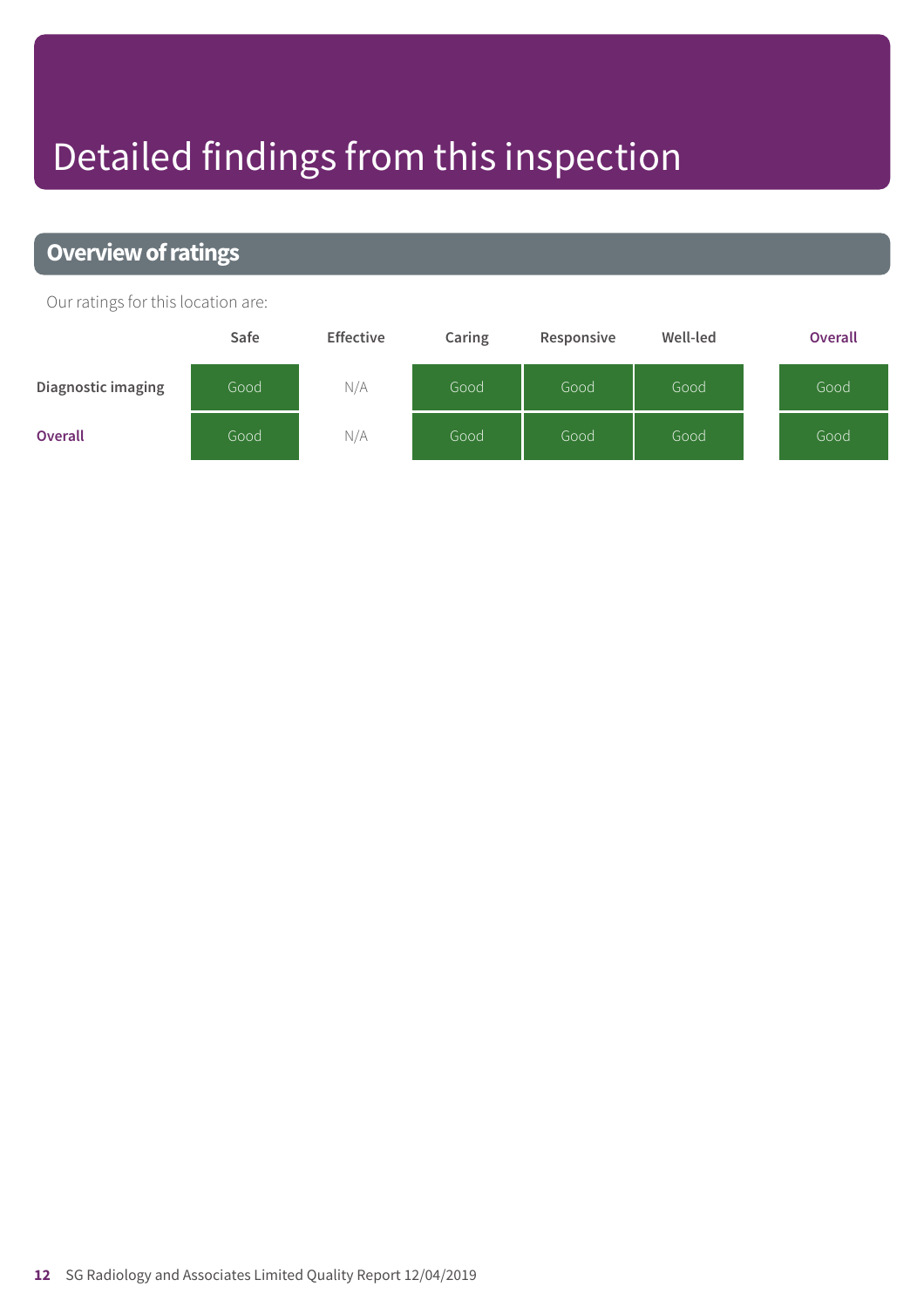# Detailed findings from this inspection

## Overview of ratings

Our ratings for this location are:

| | Safe | Effective | Caring | Responsive | Well-led | Overall |
|---|---|---|---|---|---|---|
| Diagnostic imaging | Good | N/A | Good | Good | Good | Good |
| Overall | Good | N/A | Good | Good | Good | Good |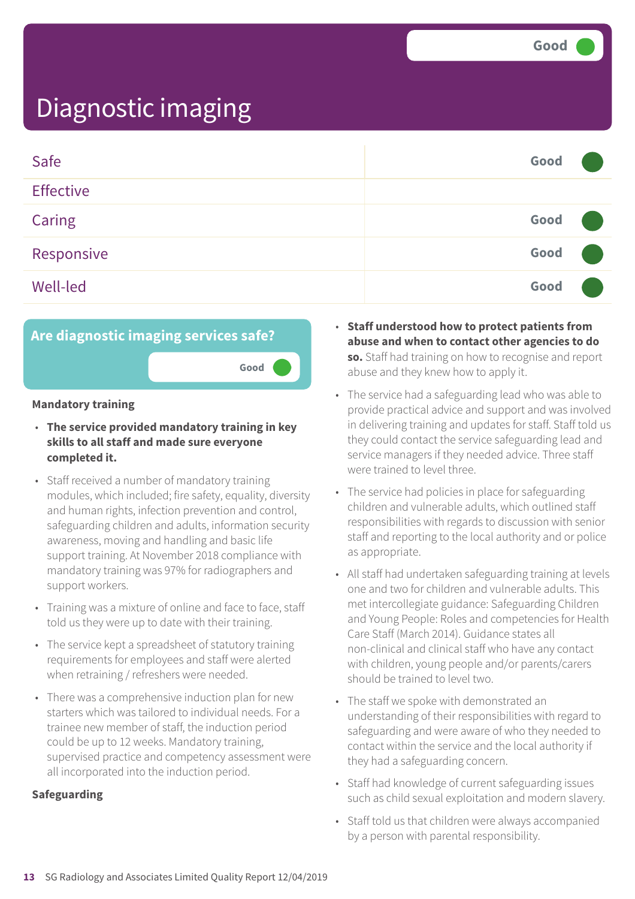# Diagnostic imaging

Good

| | |
|---|---|
| Safe | Good |
| Effective | |
| Caring | Good |
| Responsive | Good |
| Well-led | Good |

## Are diagnostic imaging services safe?

Good

### Mandatory training

- **The service provided mandatory training in key skills to all staff and made sure everyone completed it.**
- Staff received a number of mandatory training modules, which included; fire safety, equality, diversity and human rights, infection prevention and control, safeguarding children and adults, information security awareness, moving and handling and basic life support training. At November 2018 compliance with mandatory training was 97% for radiographers and support workers.
- Training was a mixture of online and face to face, staff told us they were up to date with their training.
- The service kept a spreadsheet of statutory training requirements for employees and staff were alerted when retraining / refreshers were needed.
- There was a comprehensive induction plan for new starters which was tailored to individual needs. For a trainee new member of staff, the induction period could be up to 12 weeks. Mandatory training, supervised practice and competency assessment were all incorporated into the induction period.

### Safeguarding

- **Staff understood how to protect patients from abuse and when to contact other agencies to do so.** Staff had training on how to recognise and report abuse and they knew how to apply it.
- The service had a safeguarding lead who was able to provide practical advice and support and was involved in delivering training and updates for staff. Staff told us they could contact the service safeguarding lead and service managers if they needed advice. Three staff were trained to level three.
- The service had policies in place for safeguarding children and vulnerable adults, which outlined staff responsibilities with regards to discussion with senior staff and reporting to the local authority and or police as appropriate.
- All staff had undertaken safeguarding training at levels one and two for children and vulnerable adults. This met intercollegiate guidance: Safeguarding Children and Young People: Roles and competencies for Health Care Staff (March 2014). Guidance states all non-clinical and clinical staff who have any contact with children, young people and/or parents/carers should be trained to level two.
- The staff we spoke with demonstrated an understanding of their responsibilities with regard to safeguarding and were aware of who they needed to contact within the service and the local authority if they had a safeguarding concern.
- Staff had knowledge of current safeguarding issues such as child sexual exploitation and modern slavery.
- Staff told us that children were always accompanied by a person with parental responsibility.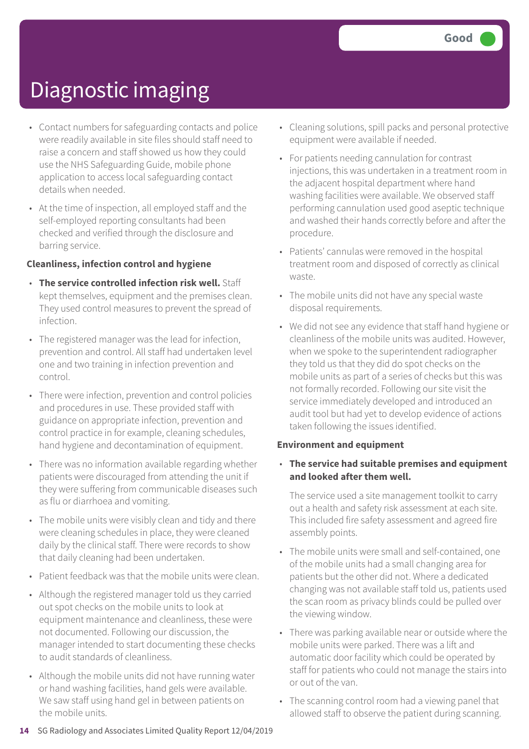Good

# Diagnostic imaging

- Contact numbers for safeguarding contacts and police were readily available in site files should staff need to raise a concern and staff showed us how they could use the NHS Safeguarding Guide, mobile phone application to access local safeguarding contact details when needed.
- At the time of inspection, all employed staff and the self-employed reporting consultants had been checked and verified through the disclosure and barring service.

**Cleanliness, infection control and hygiene**

- **The service controlled infection risk well.** Staff kept themselves, equipment and the premises clean. They used control measures to prevent the spread of infection.
- The registered manager was the lead for infection, prevention and control. All staff had undertaken level one and two training in infection prevention and control.
- There were infection, prevention and control policies and procedures in use. These provided staff with guidance on appropriate infection, prevention and control practice in for example, cleaning schedules, hand hygiene and decontamination of equipment.
- There was no information available regarding whether patients were discouraged from attending the unit if they were suffering from communicable diseases such as flu or diarrhoea and vomiting.
- The mobile units were visibly clean and tidy and there were cleaning schedules in place, they were cleaned daily by the clinical staff. There were records to show that daily cleaning had been undertaken.
- Patient feedback was that the mobile units were clean.
- Although the registered manager told us they carried out spot checks on the mobile units to look at equipment maintenance and cleanliness, these were not documented. Following our discussion, the manager intended to start documenting these checks to audit standards of cleanliness.
- Although the mobile units did not have running water or hand washing facilities, hand gels were available. We saw staff using hand gel in between patients on the mobile units.
- Cleaning solutions, spill packs and personal protective equipment were available if needed.
- For patients needing cannulation for contrast injections, this was undertaken in a treatment room in the adjacent hospital department where hand washing facilities were available. We observed staff performing cannulation used good aseptic technique and washed their hands correctly before and after the procedure.
- Patients' cannulas were removed in the hospital treatment room and disposed of correctly as clinical waste.
- The mobile units did not have any special waste disposal requirements.
- We did not see any evidence that staff hand hygiene or cleanliness of the mobile units was audited. However, when we spoke to the superintendent radiographer they told us that they did do spot checks on the mobile units as part of a series of checks but this was not formally recorded. Following our site visit the service immediately developed and introduced an audit tool but had yet to develop evidence of actions taken following the issues identified.

**Environment and equipment**

- **The service had suitable premises and equipment and looked after them well.**

  The service used a site management toolkit to carry out a health and safety risk assessment at each site. This included fire safety assessment and agreed fire assembly points.
- The mobile units were small and self-contained, one of the mobile units had a small changing area for patients but the other did not. Where a dedicated changing was not available staff told us, patients used the scan room as privacy blinds could be pulled over the viewing window.
- There was parking available near or outside where the mobile units were parked. There was a lift and automatic door facility which could be operated by staff for patients who could not manage the stairs into or out of the van.
- The scanning control room had a viewing panel that allowed staff to observe the patient during scanning.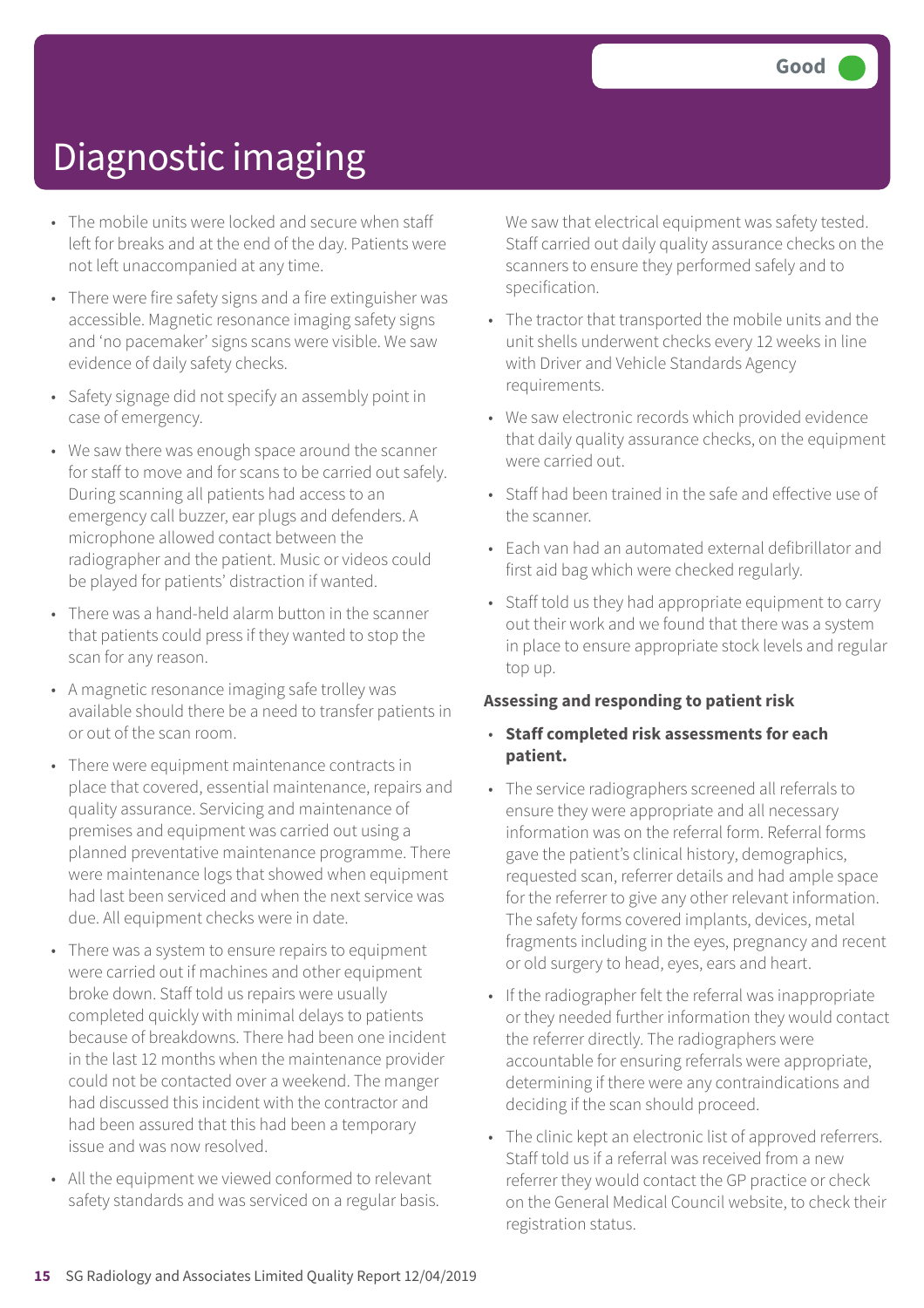# Diagnostic imaging

Good

- The mobile units were locked and secure when staff left for breaks and at the end of the day. Patients were not left unaccompanied at any time.
- There were fire safety signs and a fire extinguisher was accessible. Magnetic resonance imaging safety signs and 'no pacemaker' signs scans were visible. We saw evidence of daily safety checks.
- Safety signage did not specify an assembly point in case of emergency.
- We saw there was enough space around the scanner for staff to move and for scans to be carried out safely. During scanning all patients had access to an emergency call buzzer, ear plugs and defenders. A microphone allowed contact between the radiographer and the patient. Music or videos could be played for patients' distraction if wanted.
- There was a hand-held alarm button in the scanner that patients could press if they wanted to stop the scan for any reason.
- A magnetic resonance imaging safe trolley was available should there be a need to transfer patients in or out of the scan room.
- There were equipment maintenance contracts in place that covered, essential maintenance, repairs and quality assurance. Servicing and maintenance of premises and equipment was carried out using a planned preventative maintenance programme. There were maintenance logs that showed when equipment had last been serviced and when the next service was due. All equipment checks were in date.
- There was a system to ensure repairs to equipment were carried out if machines and other equipment broke down. Staff told us repairs were usually completed quickly with minimal delays to patients because of breakdowns. There had been one incident in the last 12 months when the maintenance provider could not be contacted over a weekend. The manger had discussed this incident with the contractor and had been assured that this had been a temporary issue and was now resolved.
- All the equipment we viewed conformed to relevant safety standards and was serviced on a regular basis. We saw that electrical equipment was safety tested. Staff carried out daily quality assurance checks on the scanners to ensure they performed safely and to specification.
- The tractor that transported the mobile units and the unit shells underwent checks every 12 weeks in line with Driver and Vehicle Standards Agency requirements.
- We saw electronic records which provided evidence that daily quality assurance checks, on the equipment were carried out.
- Staff had been trained in the safe and effective use of the scanner.
- Each van had an automated external defibrillator and first aid bag which were checked regularly.
- Staff told us they had appropriate equipment to carry out their work and we found that there was a system in place to ensure appropriate stock levels and regular top up.

**Assessing and responding to patient risk**

- **Staff completed risk assessments for each patient.**
- The service radiographers screened all referrals to ensure they were appropriate and all necessary information was on the referral form. Referral forms gave the patient's clinical history, demographics, requested scan, referrer details and had ample space for the referrer to give any other relevant information. The safety forms covered implants, devices, metal fragments including in the eyes, pregnancy and recent or old surgery to head, eyes, ears and heart.
- If the radiographer felt the referral was inappropriate or they needed further information they would contact the referrer directly. The radiographers were accountable for ensuring referrals were appropriate, determining if there were any contraindications and deciding if the scan should proceed.
- The clinic kept an electronic list of approved referrers. Staff told us if a referral was received from a new referrer they would contact the GP practice or check on the General Medical Council website, to check their registration status.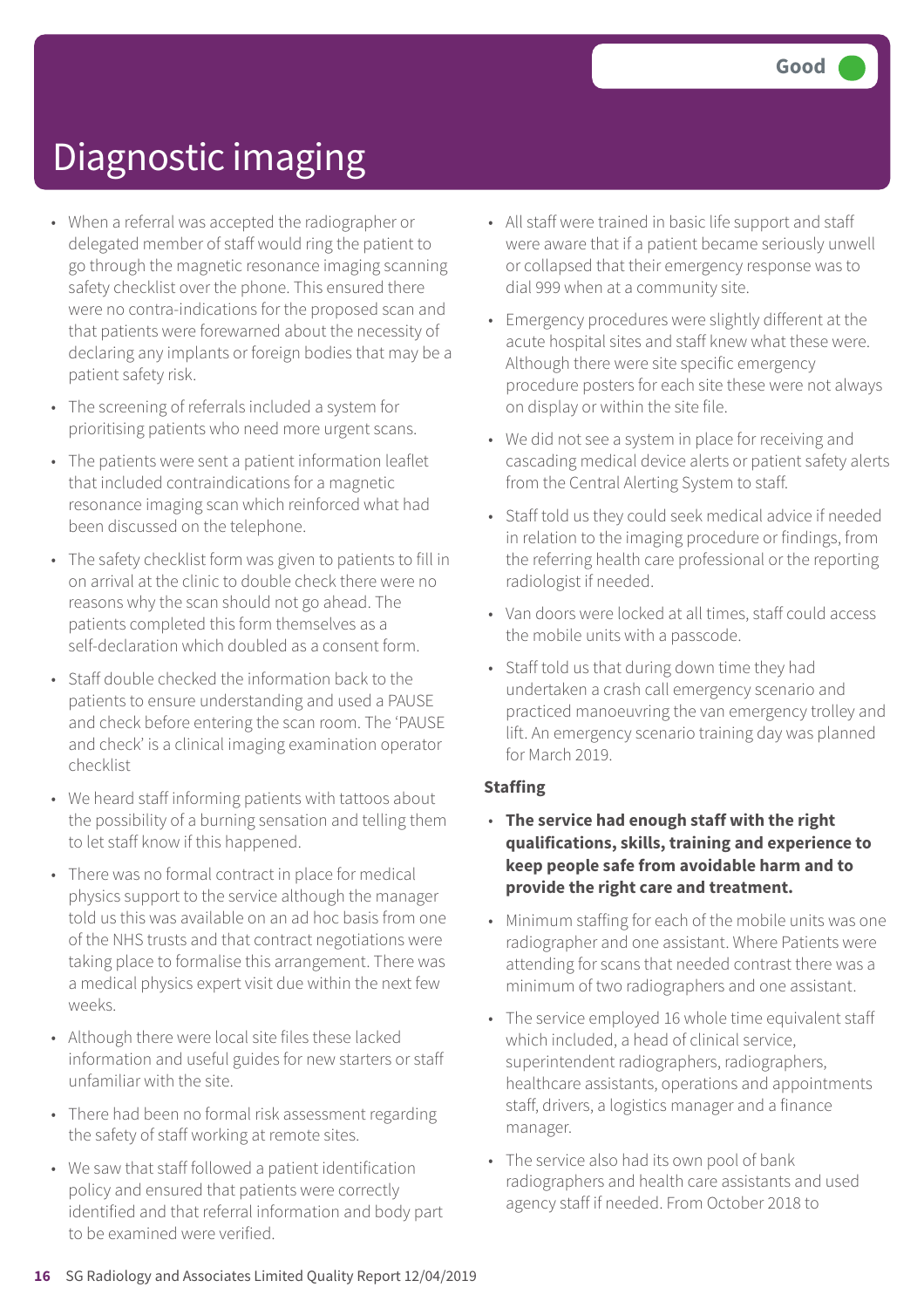# Diagnostic imaging

Good

- When a referral was accepted the radiographer or delegated member of staff would ring the patient to go through the magnetic resonance imaging scanning safety checklist over the phone. This ensured there were no contra-indications for the proposed scan and that patients were forewarned about the necessity of declaring any implants or foreign bodies that may be a patient safety risk.
- The screening of referrals included a system for prioritising patients who need more urgent scans.
- The patients were sent a patient information leaflet that included contraindications for a magnetic resonance imaging scan which reinforced what had been discussed on the telephone.
- The safety checklist form was given to patients to fill in on arrival at the clinic to double check there were no reasons why the scan should not go ahead. The patients completed this form themselves as a self-declaration which doubled as a consent form.
- Staff double checked the information back to the patients to ensure understanding and used a PAUSE and check before entering the scan room. The 'PAUSE and check' is a clinical imaging examination operator checklist
- We heard staff informing patients with tattoos about the possibility of a burning sensation and telling them to let staff know if this happened.
- There was no formal contract in place for medical physics support to the service although the manager told us this was available on an ad hoc basis from one of the NHS trusts and that contract negotiations were taking place to formalise this arrangement. There was a medical physics expert visit due within the next few weeks.
- Although there were local site files these lacked information and useful guides for new starters or staff unfamiliar with the site.
- There had been no formal risk assessment regarding the safety of staff working at remote sites.
- We saw that staff followed a patient identification policy and ensured that patients were correctly identified and that referral information and body part to be examined were verified.
- All staff were trained in basic life support and staff were aware that if a patient became seriously unwell or collapsed that their emergency response was to dial 999 when at a community site.
- Emergency procedures were slightly different at the acute hospital sites and staff knew what these were. Although there were site specific emergency procedure posters for each site these were not always on display or within the site file.
- We did not see a system in place for receiving and cascading medical device alerts or patient safety alerts from the Central Alerting System to staff.
- Staff told us they could seek medical advice if needed in relation to the imaging procedure or findings, from the referring health care professional or the reporting radiologist if needed.
- Van doors were locked at all times, staff could access the mobile units with a passcode.
- Staff told us that during down time they had undertaken a crash call emergency scenario and practiced manoeuvring the van emergency trolley and lift. An emergency scenario training day was planned for March 2019.

### Staffing

- **The service had enough staff with the right qualifications, skills, training and experience to keep people safe from avoidable harm and to provide the right care and treatment.**
- Minimum staffing for each of the mobile units was one radiographer and one assistant. Where Patients were attending for scans that needed contrast there was a minimum of two radiographers and one assistant.
- The service employed 16 whole time equivalent staff which included, a head of clinical service, superintendent radiographers, radiographers, healthcare assistants, operations and appointments staff, drivers, a logistics manager and a finance manager.
- The service also had its own pool of bank radiographers and health care assistants and used agency staff if needed. From October 2018 to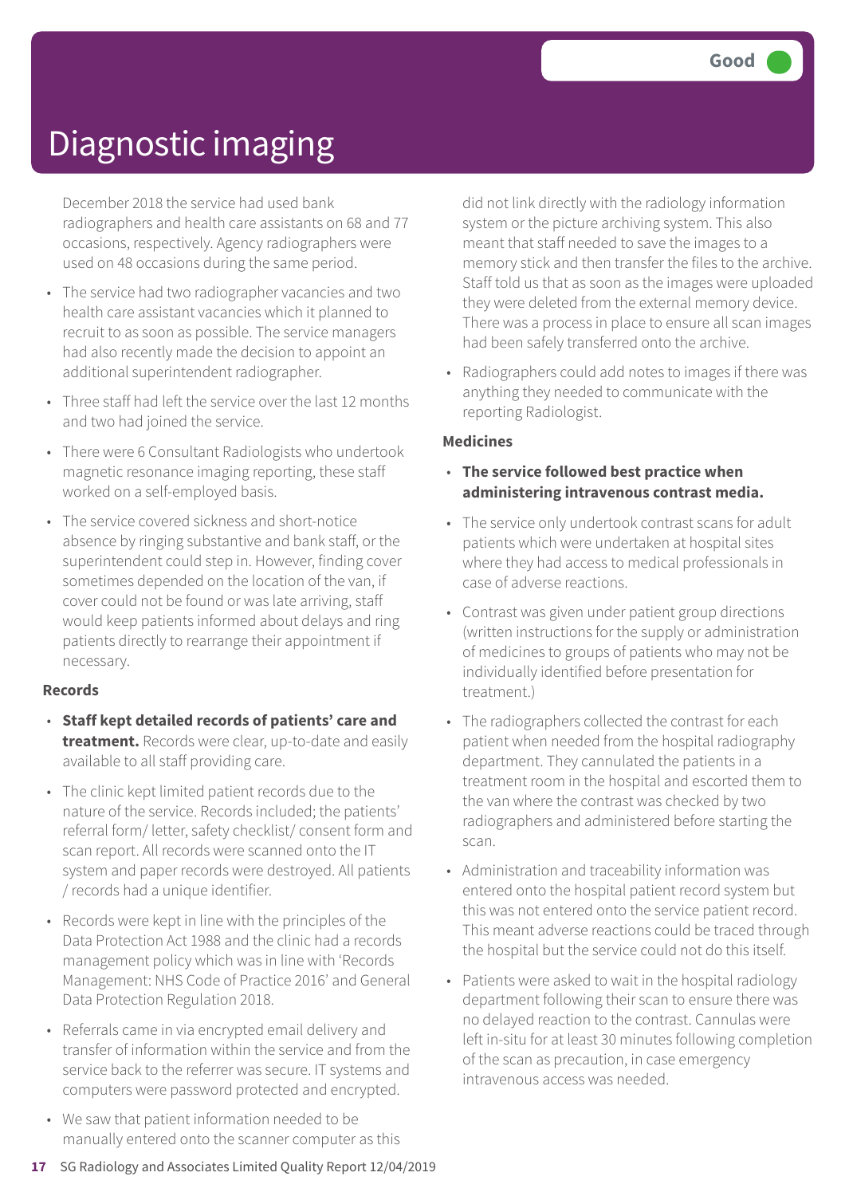# Diagnostic imaging

Good

December 2018 the service had used bank radiographers and health care assistants on 68 and 77 occasions, respectively. Agency radiographers were used on 48 occasions during the same period.

- The service had two radiographer vacancies and two health care assistant vacancies which it planned to recruit to as soon as possible. The service managers had also recently made the decision to appoint an additional superintendent radiographer.
- Three staff had left the service over the last 12 months and two had joined the service.
- There were 6 Consultant Radiologists who undertook magnetic resonance imaging reporting, these staff worked on a self-employed basis.
- The service covered sickness and short-notice absence by ringing substantive and bank staff, or the superintendent could step in. However, finding cover sometimes depended on the location of the van, if cover could not be found or was late arriving, staff would keep patients informed about delays and ring patients directly to rearrange their appointment if necessary.

### Records

- **Staff kept detailed records of patients' care and treatment.** Records were clear, up-to-date and easily available to all staff providing care.
- The clinic kept limited patient records due to the nature of the service. Records included; the patients' referral form/ letter, safety checklist/ consent form and scan report. All records were scanned onto the IT system and paper records were destroyed. All patients / records had a unique identifier.
- Records were kept in line with the principles of the Data Protection Act 1988 and the clinic had a records management policy which was in line with 'Records Management: NHS Code of Practice 2016' and General Data Protection Regulation 2018.
- Referrals came in via encrypted email delivery and transfer of information within the service and from the service back to the referrer was secure. IT systems and computers were password protected and encrypted.
- We saw that patient information needed to be manually entered onto the scanner computer as this did not link directly with the radiology information system or the picture archiving system. This also meant that staff needed to save the images to a memory stick and then transfer the files to the archive. Staff told us that as soon as the images were uploaded they were deleted from the external memory device. There was a process in place to ensure all scan images had been safely transferred onto the archive.
- Radiographers could add notes to images if there was anything they needed to communicate with the reporting Radiologist.

### Medicines

- **The service followed best practice when administering intravenous contrast media.**
- The service only undertook contrast scans for adult patients which were undertaken at hospital sites where they had access to medical professionals in case of adverse reactions.
- Contrast was given under patient group directions (written instructions for the supply or administration of medicines to groups of patients who may not be individually identified before presentation for treatment.)
- The radiographers collected the contrast for each patient when needed from the hospital radiography department. They cannulated the patients in a treatment room in the hospital and escorted them to the van where the contrast was checked by two radiographers and administered before starting the scan.
- Administration and traceability information was entered onto the hospital patient record system but this was not entered onto the service patient record. This meant adverse reactions could be traced through the hospital but the service could not do this itself.
- Patients were asked to wait in the hospital radiology department following their scan to ensure there was no delayed reaction to the contrast. Cannulas were left in-situ for at least 30 minutes following completion of the scan as precaution, in case emergency intravenous access was needed.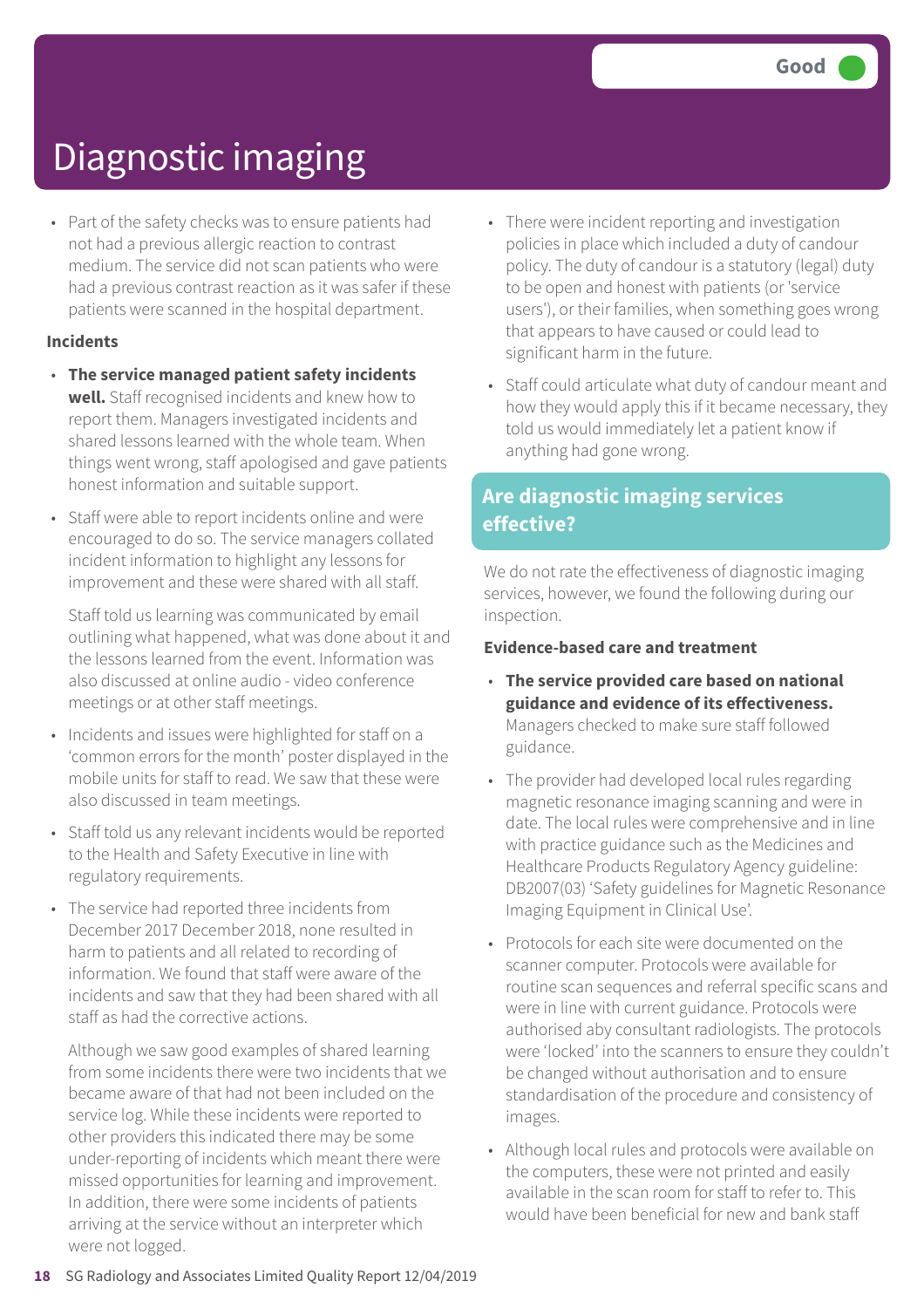Good

# Diagnostic imaging

- Part of the safety checks was to ensure patients had not had a previous allergic reaction to contrast medium. The service did not scan patients who were had a previous contrast reaction as it was safer if these patients were scanned in the hospital department.

### Incidents

- **The service managed patient safety incidents well.** Staff recognised incidents and knew how to report them. Managers investigated incidents and shared lessons learned with the whole team. When things went wrong, staff apologised and gave patients honest information and suitable support.
- Staff were able to report incidents online and were encouraged to do so. The service managers collated incident information to highlight any lessons for improvement and these were shared with all staff.

  Staff told us learning was communicated by email outlining what happened, what was done about it and the lessons learned from the event. Information was also discussed at online audio - video conference meetings or at other staff meetings.
- Incidents and issues were highlighted for staff on a 'common errors for the month' poster displayed in the mobile units for staff to read. We saw that these were also discussed in team meetings.
- Staff told us any relevant incidents would be reported to the Health and Safety Executive in line with regulatory requirements.
- The service had reported three incidents from December 2017 December 2018, none resulted in harm to patients and all related to recording of information. We found that staff were aware of the incidents and saw that they had been shared with all staff as had the corrective actions.

  Although we saw good examples of shared learning from some incidents there were two incidents that we became aware of that had not been included on the service log. While these incidents were reported to other providers this indicated there may be some under-reporting of incidents which meant there were missed opportunities for learning and improvement. In addition, there were some incidents of patients arriving at the service without an interpreter which were not logged.
- There were incident reporting and investigation policies in place which included a duty of candour policy. The duty of candour is a statutory (legal) duty to be open and honest with patients (or 'service users'), or their families, when something goes wrong that appears to have caused or could lead to significant harm in the future.
- Staff could articulate what duty of candour meant and how they would apply this if it became necessary, they told us would immediately let a patient know if anything had gone wrong.

## Are diagnostic imaging services effective?

We do not rate the effectiveness of diagnostic imaging services, however, we found the following during our inspection.

### Evidence-based care and treatment

- **The service provided care based on national guidance and evidence of its effectiveness.** Managers checked to make sure staff followed guidance.
- The provider had developed local rules regarding magnetic resonance imaging scanning and were in date. The local rules were comprehensive and in line with practice guidance such as the Medicines and Healthcare Products Regulatory Agency guideline: DB2007(03) 'Safety guidelines for Magnetic Resonance Imaging Equipment in Clinical Use'.
- Protocols for each site were documented on the scanner computer. Protocols were available for routine scan sequences and referral specific scans and were in line with current guidance. Protocols were authorised aby consultant radiologists. The protocols were 'locked' into the scanners to ensure they couldn't be changed without authorisation and to ensure standardisation of the procedure and consistency of images.
- Although local rules and protocols were available on the computers, these were not printed and easily available in the scan room for staff to refer to. This would have been beneficial for new and bank staff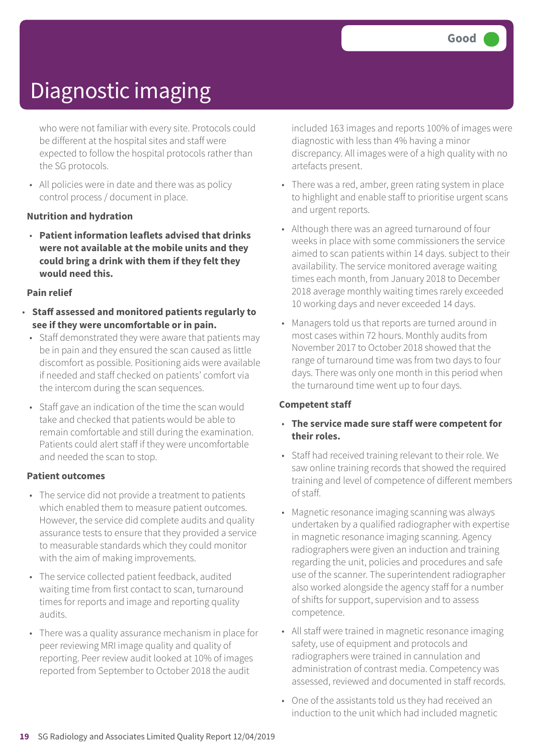# Diagnostic imaging

Good

who were not familiar with every site. Protocols could be different at the hospital sites and staff were expected to follow the hospital protocols rather than the SG protocols.

- All policies were in date and there was as policy control process / document in place.

**Nutrition and hydration**

- **Patient information leaflets advised that drinks were not available at the mobile units and they could bring a drink with them if they felt they would need this.**

**Pain relief**

- **Staff assessed and monitored patients regularly to see if they were uncomfortable or in pain.**
- Staff demonstrated they were aware that patients may be in pain and they ensured the scan caused as little discomfort as possible. Positioning aids were available if needed and staff checked on patients' comfort via the intercom during the scan sequences.
- Staff gave an indication of the time the scan would take and checked that patients would be able to remain comfortable and still during the examination. Patients could alert staff if they were uncomfortable and needed the scan to stop.

**Patient outcomes**

- The service did not provide a treatment to patients which enabled them to measure patient outcomes. However, the service did complete audits and quality assurance tests to ensure that they provided a service to measurable standards which they could monitor with the aim of making improvements.
- The service collected patient feedback, audited waiting time from first contact to scan, turnaround times for reports and image and reporting quality audits.
- There was a quality assurance mechanism in place for peer reviewing MRI image quality and quality of reporting. Peer review audit looked at 10% of images reported from September to October 2018 the audit included 163 images and reports 100% of images were diagnostic with less than 4% having a minor discrepancy. All images were of a high quality with no artefacts present.
- There was a red, amber, green rating system in place to highlight and enable staff to prioritise urgent scans and urgent reports.
- Although there was an agreed turnaround of four weeks in place with some commissioners the service aimed to scan patients within 14 days. subject to their availability. The service monitored average waiting times each month, from January 2018 to December 2018 average monthly waiting times rarely exceeded 10 working days and never exceeded 14 days.
- Managers told us that reports are turned around in most cases within 72 hours. Monthly audits from November 2017 to October 2018 showed that the range of turnaround time was from two days to four days. There was only one month in this period when the turnaround time went up to four days.

**Competent staff**

- **The service made sure staff were competent for their roles.**
- Staff had received training relevant to their role. We saw online training records that showed the required training and level of competence of different members of staff.
- Magnetic resonance imaging scanning was always undertaken by a qualified radiographer with expertise in magnetic resonance imaging scanning. Agency radiographers were given an induction and training regarding the unit, policies and procedures and safe use of the scanner. The superintendent radiographer also worked alongside the agency staff for a number of shifts for support, supervision and to assess competence.
- All staff were trained in magnetic resonance imaging safety, use of equipment and protocols and radiographers were trained in cannulation and administration of contrast media. Competency was assessed, reviewed and documented in staff records.
- One of the assistants told us they had received an induction to the unit which had included magnetic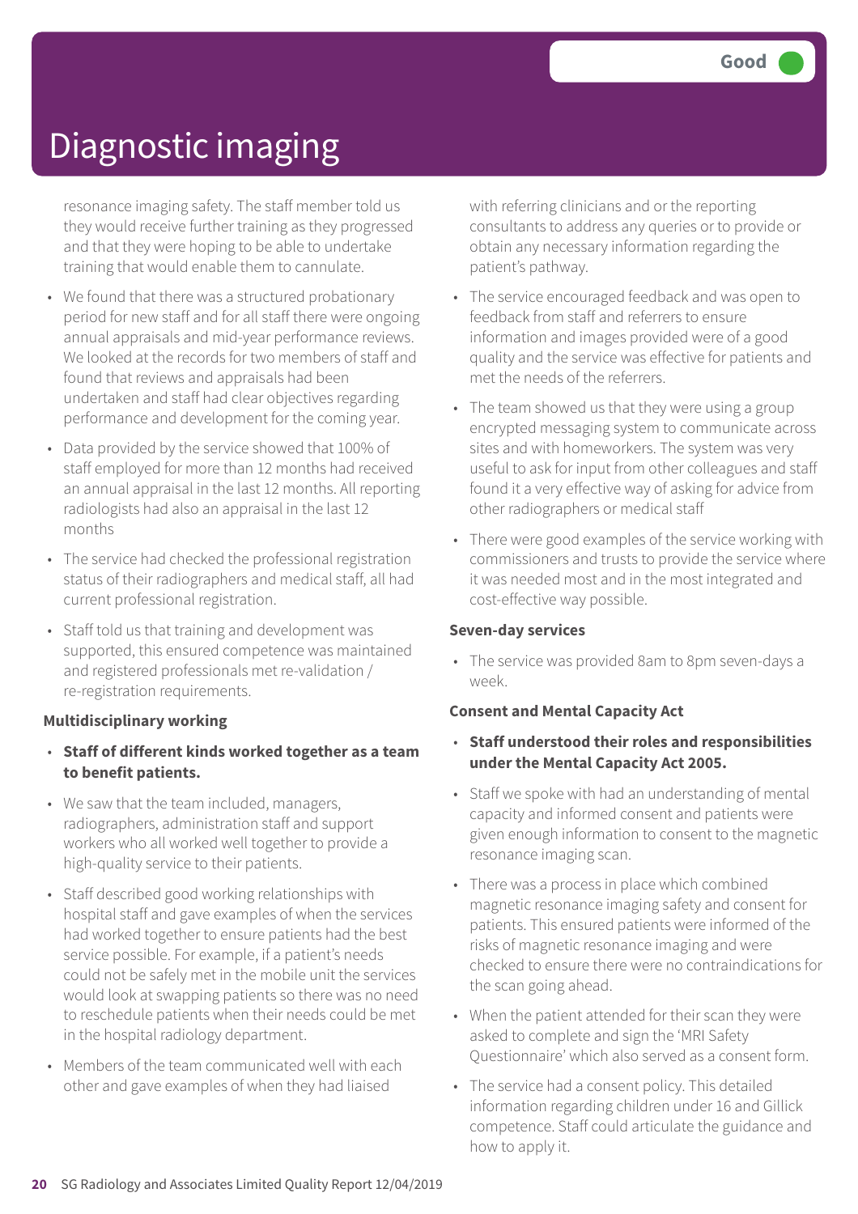# Diagnostic imaging

Good

resonance imaging safety. The staff member told us they would receive further training as they progressed and that they were hoping to be able to undertake training that would enable them to cannulate.

- We found that there was a structured probationary period for new staff and for all staff there were ongoing annual appraisals and mid-year performance reviews. We looked at the records for two members of staff and found that reviews and appraisals had been undertaken and staff had clear objectives regarding performance and development for the coming year.
- Data provided by the service showed that 100% of staff employed for more than 12 months had received an annual appraisal in the last 12 months. All reporting radiologists had also an appraisal in the last 12 months
- The service had checked the professional registration status of their radiographers and medical staff, all had current professional registration.
- Staff told us that training and development was supported, this ensured competence was maintained and registered professionals met re-validation / re-registration requirements.

**Multidisciplinary working**

- **Staff of different kinds worked together as a team to benefit patients.**
- We saw that the team included, managers, radiographers, administration staff and support workers who all worked well together to provide a high-quality service to their patients.
- Staff described good working relationships with hospital staff and gave examples of when the services had worked together to ensure patients had the best service possible. For example, if a patient's needs could not be safely met in the mobile unit the services would look at swapping patients so there was no need to reschedule patients when their needs could be met in the hospital radiology department.
- Members of the team communicated well with each other and gave examples of when they had liaised with referring clinicians and or the reporting consultants to address any queries or to provide or obtain any necessary information regarding the patient's pathway.
- The service encouraged feedback and was open to feedback from staff and referrers to ensure information and images provided were of a good quality and the service was effective for patients and met the needs of the referrers.
- The team showed us that they were using a group encrypted messaging system to communicate across sites and with homeworkers. The system was very useful to ask for input from other colleagues and staff found it a very effective way of asking for advice from other radiographers or medical staff
- There were good examples of the service working with commissioners and trusts to provide the service where it was needed most and in the most integrated and cost-effective way possible.

**Seven-day services**

- The service was provided 8am to 8pm seven-days a week.

**Consent and Mental Capacity Act**

- **Staff understood their roles and responsibilities under the Mental Capacity Act 2005.**
- Staff we spoke with had an understanding of mental capacity and informed consent and patients were given enough information to consent to the magnetic resonance imaging scan.
- There was a process in place which combined magnetic resonance imaging safety and consent for patients. This ensured patients were informed of the risks of magnetic resonance imaging and were checked to ensure there were no contraindications for the scan going ahead.
- When the patient attended for their scan they were asked to complete and sign the 'MRI Safety Questionnaire' which also served as a consent form.
- The service had a consent policy. This detailed information regarding children under 16 and Gillick competence. Staff could articulate the guidance and how to apply it.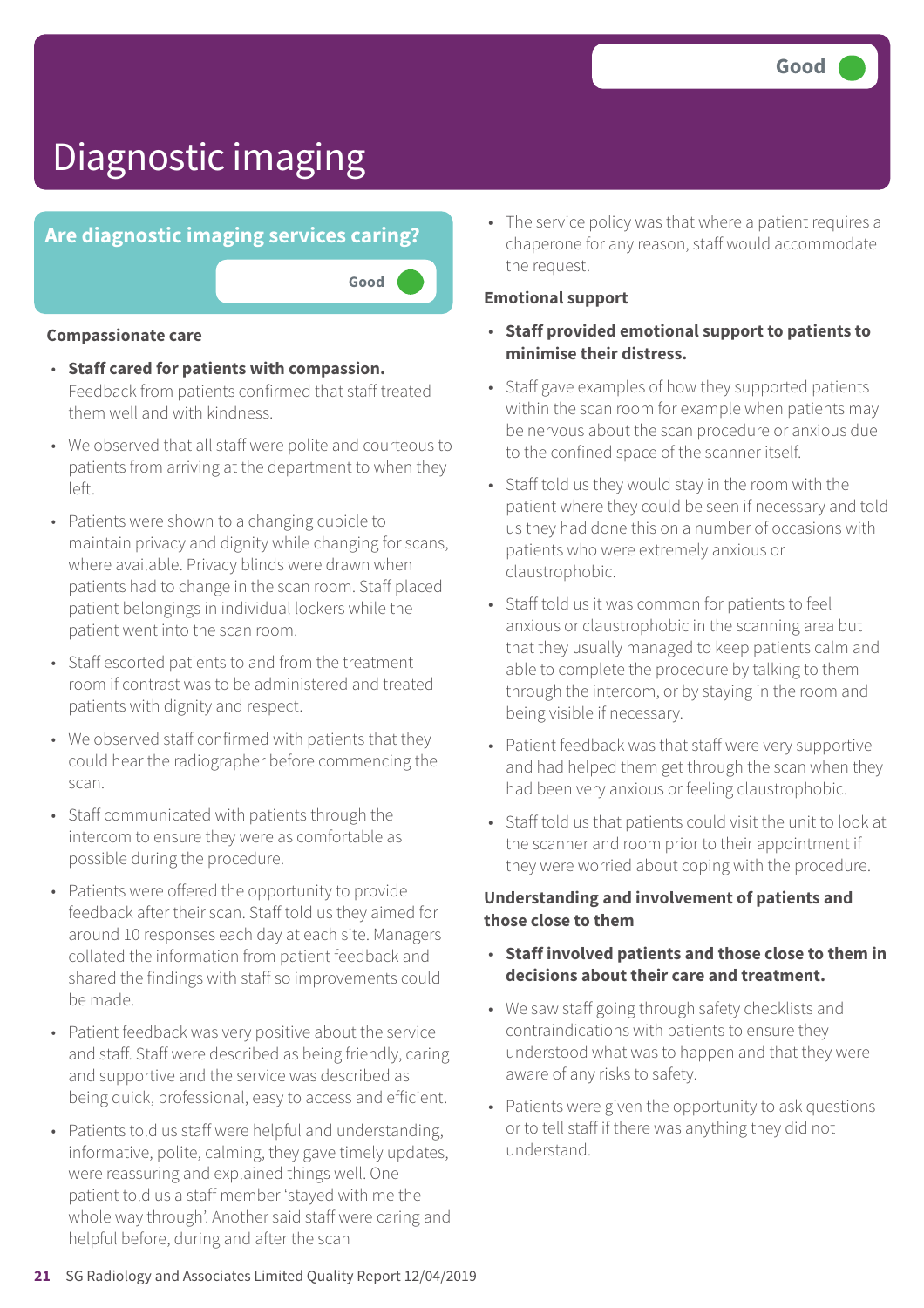Good

# Diagnostic imaging

## Are diagnostic imaging services caring?

Good

### Compassionate care

- **Staff cared for patients with compassion.** Feedback from patients confirmed that staff treated them well and with kindness.
- We observed that all staff were polite and courteous to patients from arriving at the department to when they left.
- Patients were shown to a changing cubicle to maintain privacy and dignity while changing for scans, where available. Privacy blinds were drawn when patients had to change in the scan room. Staff placed patient belongings in individual lockers while the patient went into the scan room.
- Staff escorted patients to and from the treatment room if contrast was to be administered and treated patients with dignity and respect.
- We observed staff confirmed with patients that they could hear the radiographer before commencing the scan.
- Staff communicated with patients through the intercom to ensure they were as comfortable as possible during the procedure.
- Patients were offered the opportunity to provide feedback after their scan. Staff told us they aimed for around 10 responses each day at each site. Managers collated the information from patient feedback and shared the findings with staff so improvements could be made.
- Patient feedback was very positive about the service and staff. Staff were described as being friendly, caring and supportive and the service was described as being quick, professional, easy to access and efficient.
- Patients told us staff were helpful and understanding, informative, polite, calming, they gave timely updates, were reassuring and explained things well. One patient told us a staff member 'stayed with me the whole way through'. Another said staff were caring and helpful before, during and after the scan
- The service policy was that where a patient requires a chaperone for any reason, staff would accommodate the request.

### Emotional support

- **Staff provided emotional support to patients to minimise their distress.**
- Staff gave examples of how they supported patients within the scan room for example when patients may be nervous about the scan procedure or anxious due to the confined space of the scanner itself.
- Staff told us they would stay in the room with the patient where they could be seen if necessary and told us they had done this on a number of occasions with patients who were extremely anxious or claustrophobic.
- Staff told us it was common for patients to feel anxious or claustrophobic in the scanning area but that they usually managed to keep patients calm and able to complete the procedure by talking to them through the intercom, or by staying in the room and being visible if necessary.
- Patient feedback was that staff were very supportive and had helped them get through the scan when they had been very anxious or feeling claustrophobic.
- Staff told us that patients could visit the unit to look at the scanner and room prior to their appointment if they were worried about coping with the procedure.

### Understanding and involvement of patients and those close to them

- **Staff involved patients and those close to them in decisions about their care and treatment.**
- We saw staff going through safety checklists and contraindications with patients to ensure they understood what was to happen and that they were aware of any risks to safety.
- Patients were given the opportunity to ask questions or to tell staff if there was anything they did not understand.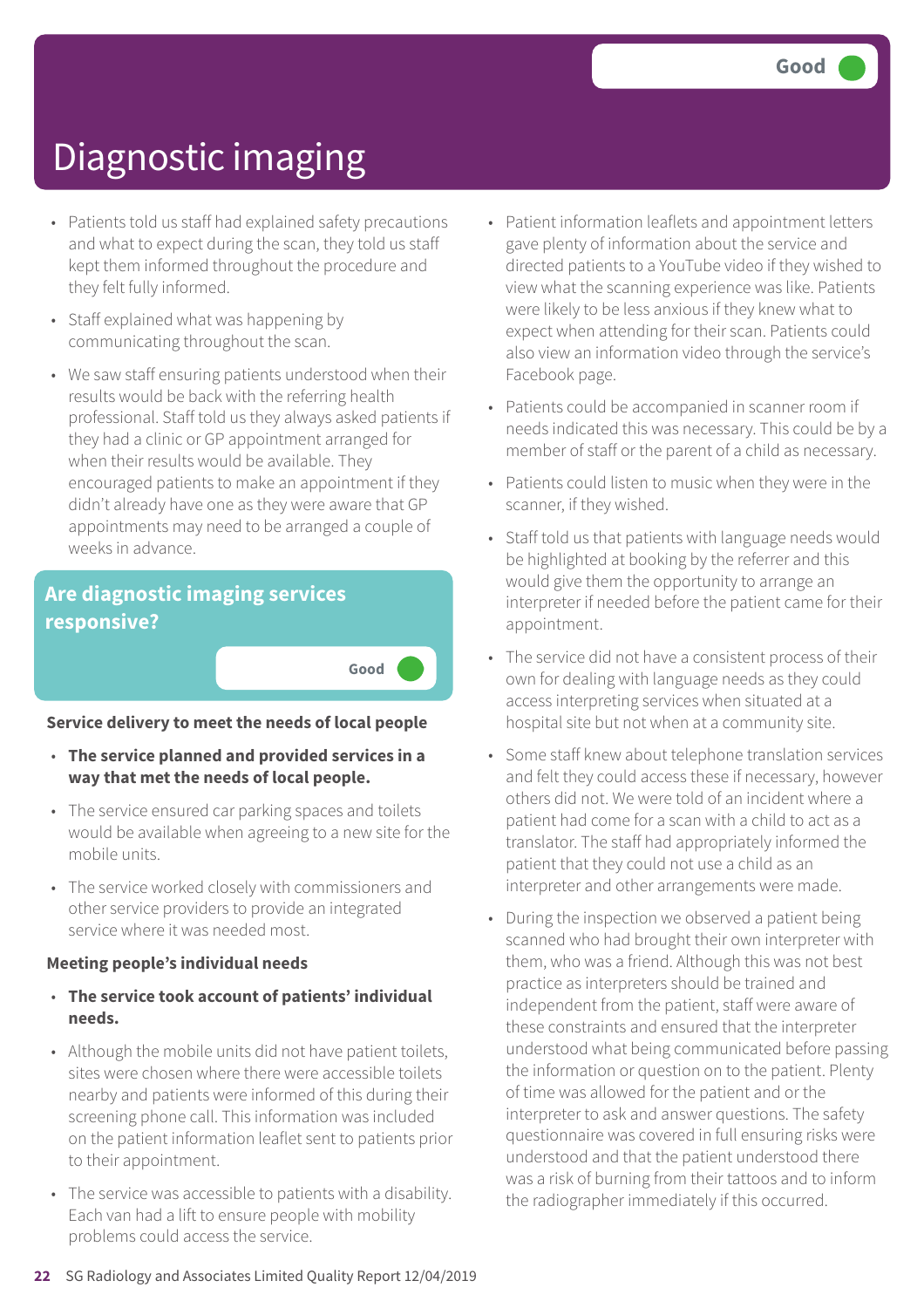Good

# Diagnostic imaging

- Patients told us staff had explained safety precautions and what to expect during the scan, they told us staff kept them informed throughout the procedure and they felt fully informed.
- Staff explained what was happening by communicating throughout the scan.
- We saw staff ensuring patients understood when their results would be back with the referring health professional. Staff told us they always asked patients if they had a clinic or GP appointment arranged for when their results would be available. They encouraged patients to make an appointment if they didn't already have one as they were aware that GP appointments may need to be arranged a couple of weeks in advance.

## Are diagnostic imaging services responsive?

Good

### Service delivery to meet the needs of local people

- **The service planned and provided services in a way that met the needs of local people.**
- The service ensured car parking spaces and toilets would be available when agreeing to a new site for the mobile units.
- The service worked closely with commissioners and other service providers to provide an integrated service where it was needed most.

### Meeting people's individual needs

- **The service took account of patients' individual needs.**
- Although the mobile units did not have patient toilets, sites were chosen where there were accessible toilets nearby and patients were informed of this during their screening phone call. This information was included on the patient information leaflet sent to patients prior to their appointment.
- The service was accessible to patients with a disability. Each van had a lift to ensure people with mobility problems could access the service.
- Patient information leaflets and appointment letters gave plenty of information about the service and directed patients to a YouTube video if they wished to view what the scanning experience was like. Patients were likely to be less anxious if they knew what to expect when attending for their scan. Patients could also view an information video through the service's Facebook page.
- Patients could be accompanied in scanner room if needs indicated this was necessary. This could be by a member of staff or the parent of a child as necessary.
- Patients could listen to music when they were in the scanner, if they wished.
- Staff told us that patients with language needs would be highlighted at booking by the referrer and this would give them the opportunity to arrange an interpreter if needed before the patient came for their appointment.
- The service did not have a consistent process of their own for dealing with language needs as they could access interpreting services when situated at a hospital site but not when at a community site.
- Some staff knew about telephone translation services and felt they could access these if necessary, however others did not. We were told of an incident where a patient had come for a scan with a child to act as a translator. The staff had appropriately informed the patient that they could not use a child as an interpreter and other arrangements were made.
- During the inspection we observed a patient being scanned who had brought their own interpreter with them, who was a friend. Although this was not best practice as interpreters should be trained and independent from the patient, staff were aware of these constraints and ensured that the interpreter understood what being communicated before passing the information or question on to the patient. Plenty of time was allowed for the patient and or the interpreter to ask and answer questions. The safety questionnaire was covered in full ensuring risks were understood and that the patient understood there was a risk of burning from their tattoos and to inform the radiographer immediately if this occurred.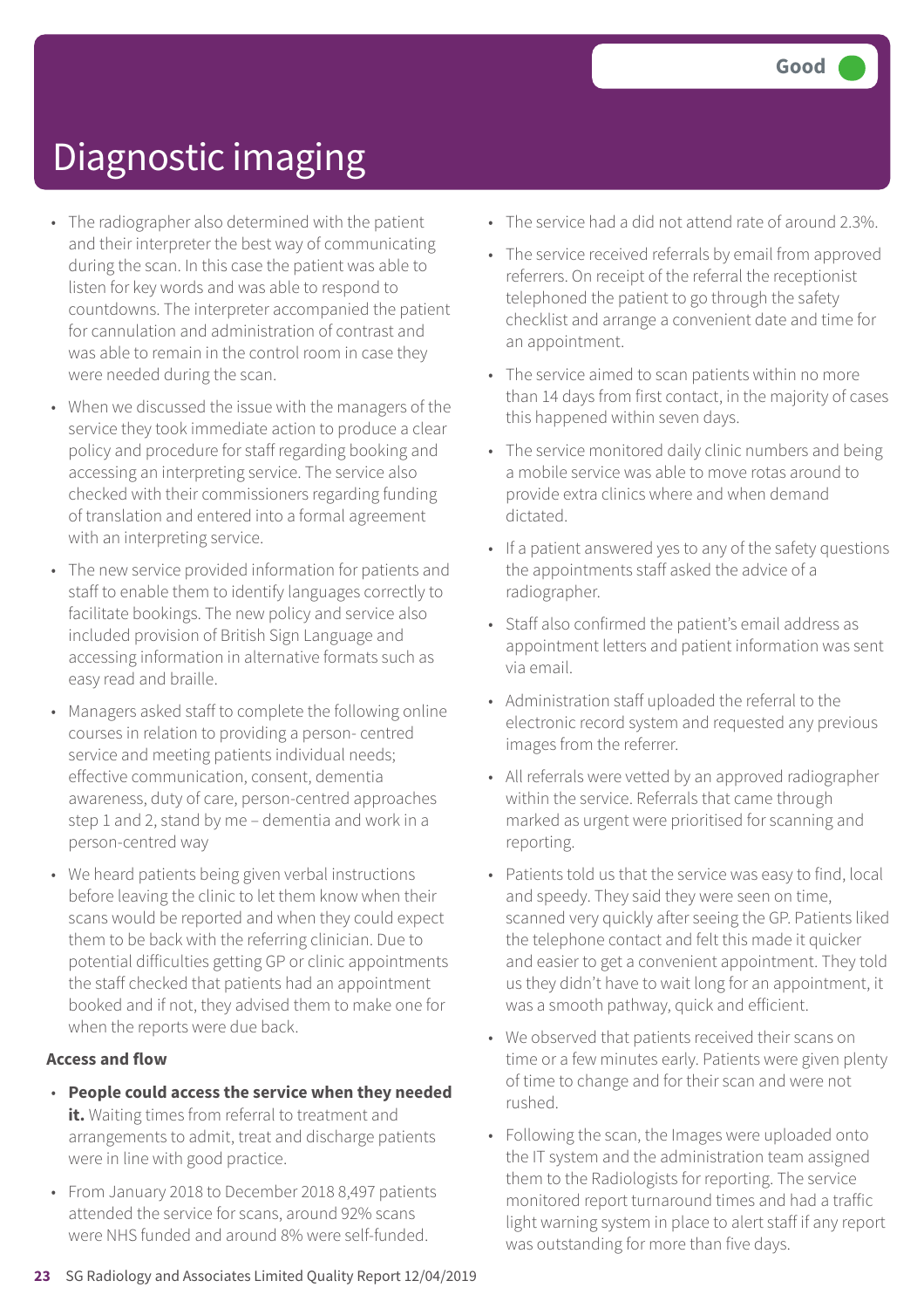# Diagnostic imaging

Good

- The radiographer also determined with the patient and their interpreter the best way of communicating during the scan. In this case the patient was able to listen for key words and was able to respond to countdowns. The interpreter accompanied the patient for cannulation and administration of contrast and was able to remain in the control room in case they were needed during the scan.
- When we discussed the issue with the managers of the service they took immediate action to produce a clear policy and procedure for staff regarding booking and accessing an interpreting service. The service also checked with their commissioners regarding funding of translation and entered into a formal agreement with an interpreting service.
- The new service provided information for patients and staff to enable them to identify languages correctly to facilitate bookings. The new policy and service also included provision of British Sign Language and accessing information in alternative formats such as easy read and braille.
- Managers asked staff to complete the following online courses in relation to providing a person- centred service and meeting patients individual needs; effective communication, consent, dementia awareness, duty of care, person-centred approaches step 1 and 2, stand by me – dementia and work in a person-centred way
- We heard patients being given verbal instructions before leaving the clinic to let them know when their scans would be reported and when they could expect them to be back with the referring clinician. Due to potential difficulties getting GP or clinic appointments the staff checked that patients had an appointment booked and if not, they advised them to make one for when the reports were due back.

**Access and flow**

- **People could access the service when they needed it.** Waiting times from referral to treatment and arrangements to admit, treat and discharge patients were in line with good practice.
- From January 2018 to December 2018 8,497 patients attended the service for scans, around 92% scans were NHS funded and around 8% were self-funded.
- The service had a did not attend rate of around 2.3%.
- The service received referrals by email from approved referrers. On receipt of the referral the receptionist telephoned the patient to go through the safety checklist and arrange a convenient date and time for an appointment.
- The service aimed to scan patients within no more than 14 days from first contact, in the majority of cases this happened within seven days.
- The service monitored daily clinic numbers and being a mobile service was able to move rotas around to provide extra clinics where and when demand dictated.
- If a patient answered yes to any of the safety questions the appointments staff asked the advice of a radiographer.
- Staff also confirmed the patient's email address as appointment letters and patient information was sent via email.
- Administration staff uploaded the referral to the electronic record system and requested any previous images from the referrer.
- All referrals were vetted by an approved radiographer within the service. Referrals that came through marked as urgent were prioritised for scanning and reporting.
- Patients told us that the service was easy to find, local and speedy. They said they were seen on time, scanned very quickly after seeing the GP. Patients liked the telephone contact and felt this made it quicker and easier to get a convenient appointment. They told us they didn't have to wait long for an appointment, it was a smooth pathway, quick and efficient.
- We observed that patients received their scans on time or a few minutes early. Patients were given plenty of time to change and for their scan and were not rushed.
- Following the scan, the Images were uploaded onto the IT system and the administration team assigned them to the Radiologists for reporting. The service monitored report turnaround times and had a traffic light warning system in place to alert staff if any report was outstanding for more than five days.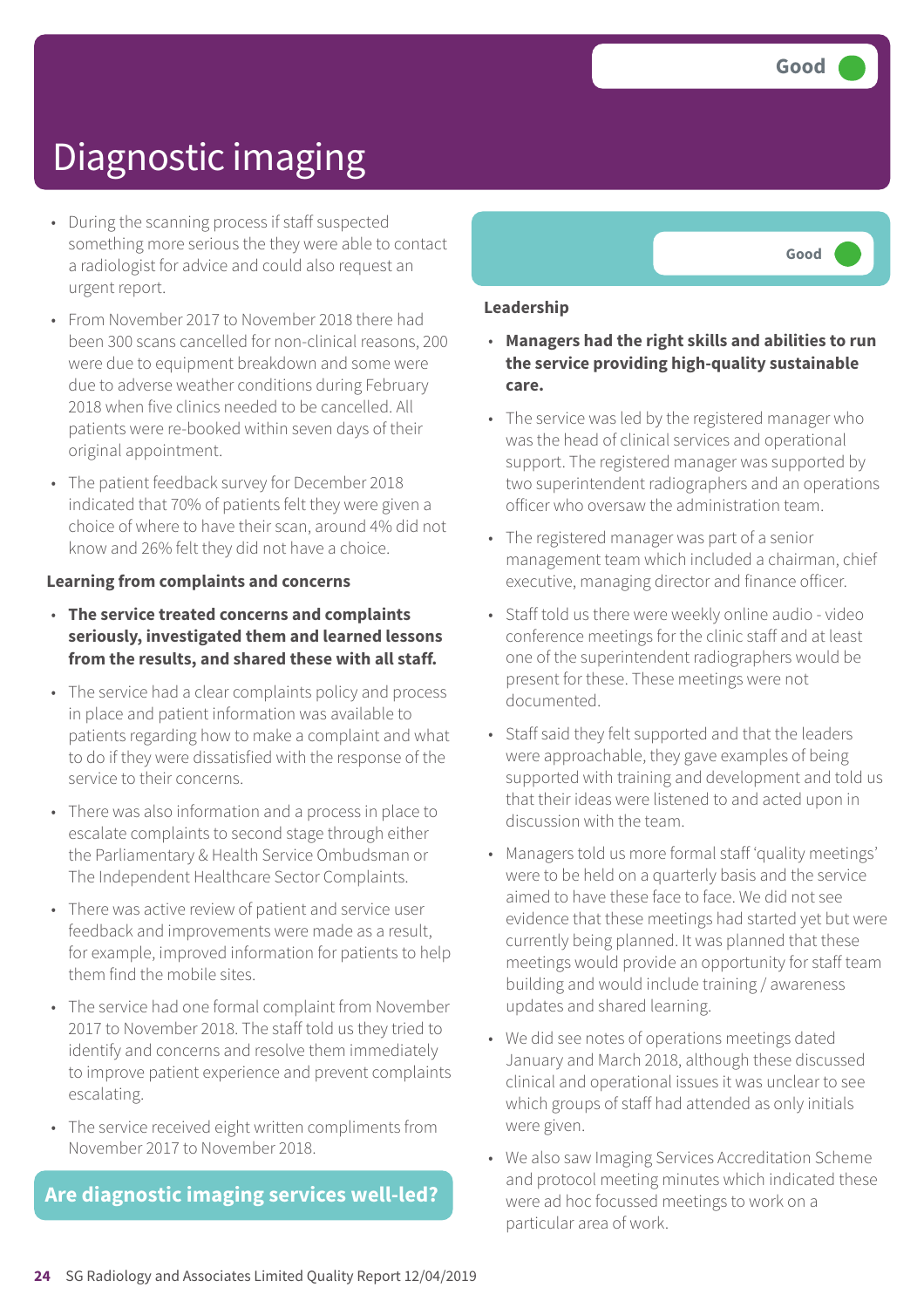Good

# Diagnostic imaging

- During the scanning process if staff suspected something more serious the they were able to contact a radiologist for advice and could also request an urgent report.
- From November 2017 to November 2018 there had been 300 scans cancelled for non-clinical reasons, 200 were due to equipment breakdown and some were due to adverse weather conditions during February 2018 when five clinics needed to be cancelled. All patients were re-booked within seven days of their original appointment.
- The patient feedback survey for December 2018 indicated that 70% of patients felt they were given a choice of where to have their scan, around 4% did not know and 26% felt they did not have a choice.

### Learning from complaints and concerns

- **The service treated concerns and complaints seriously, investigated them and learned lessons from the results, and shared these with all staff.**
- The service had a clear complaints policy and process in place and patient information was available to patients regarding how to make a complaint and what to do if they were dissatisfied with the response of the service to their concerns.
- There was also information and a process in place to escalate complaints to second stage through either the Parliamentary & Health Service Ombudsman or The Independent Healthcare Sector Complaints.
- There was active review of patient and service user feedback and improvements were made as a result, for example, improved information for patients to help them find the mobile sites.
- The service had one formal complaint from November 2017 to November 2018. The staff told us they tried to identify and concerns and resolve them immediately to improve patient experience and prevent complaints escalating.
- The service received eight written compliments from November 2017 to November 2018.

## Are diagnostic imaging services well-led?

Good

### Leadership

- **Managers had the right skills and abilities to run the service providing high-quality sustainable care.**
- The service was led by the registered manager who was the head of clinical services and operational support. The registered manager was supported by two superintendent radiographers and an operations officer who oversaw the administration team.
- The registered manager was part of a senior management team which included a chairman, chief executive, managing director and finance officer.
- Staff told us there were weekly online audio - video conference meetings for the clinic staff and at least one of the superintendent radiographers would be present for these. These meetings were not documented.
- Staff said they felt supported and that the leaders were approachable, they gave examples of being supported with training and development and told us that their ideas were listened to and acted upon in discussion with the team.
- Managers told us more formal staff 'quality meetings' were to be held on a quarterly basis and the service aimed to have these face to face. We did not see evidence that these meetings had started yet but were currently being planned. It was planned that these meetings would provide an opportunity for staff team building and would include training / awareness updates and shared learning.
- We did see notes of operations meetings dated January and March 2018, although these discussed clinical and operational issues it was unclear to see which groups of staff had attended as only initials were given.
- We also saw Imaging Services Accreditation Scheme and protocol meeting minutes which indicated these were ad hoc focussed meetings to work on a particular area of work.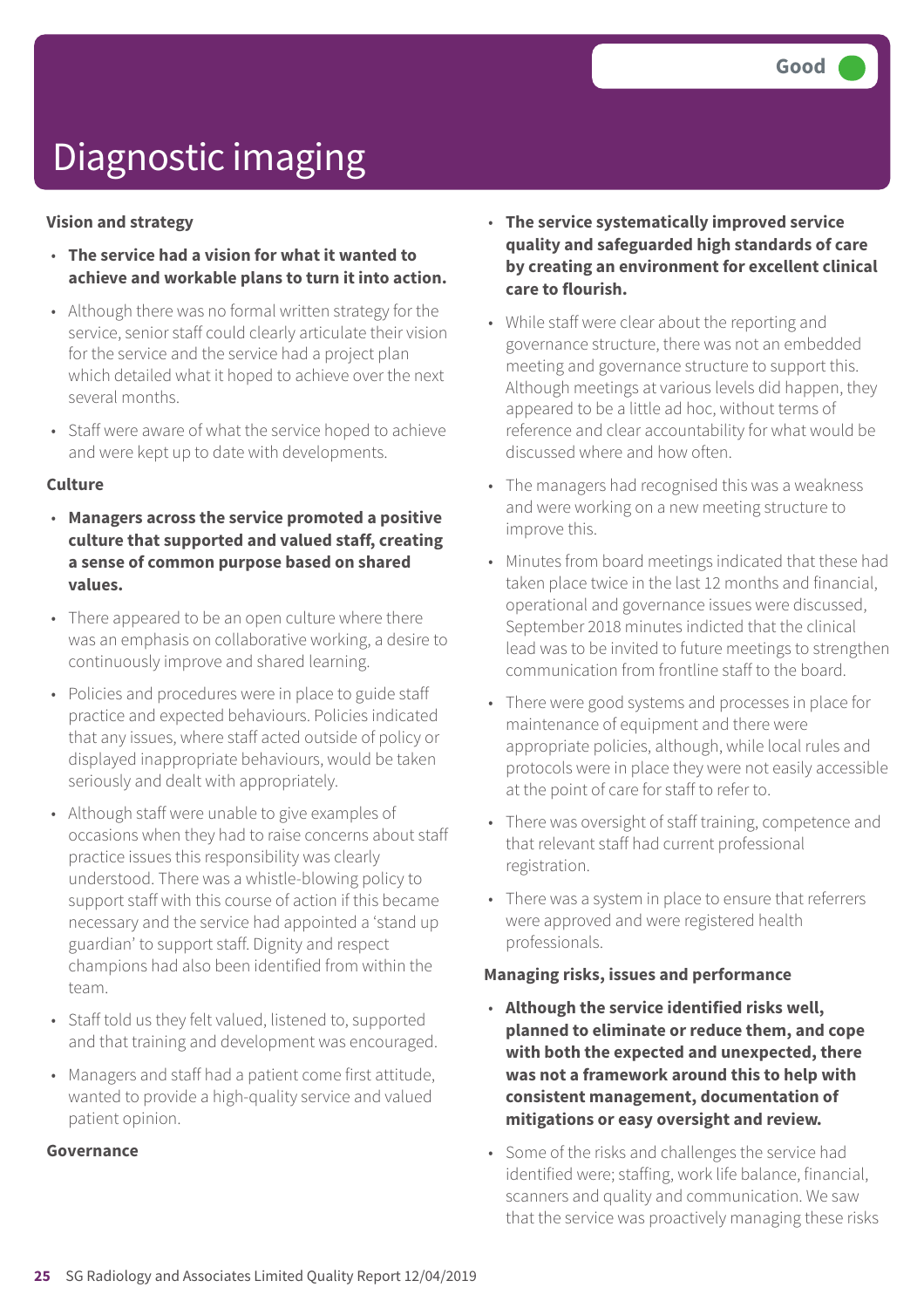# Diagnostic imaging

Good

### Vision and strategy

- **The service had a vision for what it wanted to achieve and workable plans to turn it into action.**
- Although there was no formal written strategy for the service, senior staff could clearly articulate their vision for the service and the service had a project plan which detailed what it hoped to achieve over the next several months.
- Staff were aware of what the service hoped to achieve and were kept up to date with developments.

### Culture

- **Managers across the service promoted a positive culture that supported and valued staff, creating a sense of common purpose based on shared values.**
- There appeared to be an open culture where there was an emphasis on collaborative working, a desire to continuously improve and shared learning.
- Policies and procedures were in place to guide staff practice and expected behaviours. Policies indicated that any issues, where staff acted outside of policy or displayed inappropriate behaviours, would be taken seriously and dealt with appropriately.
- Although staff were unable to give examples of occasions when they had to raise concerns about staff practice issues this responsibility was clearly understood. There was a whistle-blowing policy to support staff with this course of action if this became necessary and the service had appointed a 'stand up guardian' to support staff. Dignity and respect champions had also been identified from within the team.
- Staff told us they felt valued, listened to, supported and that training and development was encouraged.
- Managers and staff had a patient come first attitude, wanted to provide a high-quality service and valued patient opinion.

### Governance

- **The service systematically improved service quality and safeguarded high standards of care by creating an environment for excellent clinical care to flourish.**
- While staff were clear about the reporting and governance structure, there was not an embedded meeting and governance structure to support this. Although meetings at various levels did happen, they appeared to be a little ad hoc, without terms of reference and clear accountability for what would be discussed where and how often.
- The managers had recognised this was a weakness and were working on a new meeting structure to improve this.
- Minutes from board meetings indicated that these had taken place twice in the last 12 months and financial, operational and governance issues were discussed, September 2018 minutes indicted that the clinical lead was to be invited to future meetings to strengthen communication from frontline staff to the board.
- There were good systems and processes in place for maintenance of equipment and there were appropriate policies, although, while local rules and protocols were in place they were not easily accessible at the point of care for staff to refer to.
- There was oversight of staff training, competence and that relevant staff had current professional registration.
- There was a system in place to ensure that referrers were approved and were registered health professionals.

### Managing risks, issues and performance

- **Although the service identified risks well, planned to eliminate or reduce them, and cope with both the expected and unexpected, there was not a framework around this to help with consistent management, documentation of mitigations or easy oversight and review.**
- Some of the risks and challenges the service had identified were; staffing, work life balance, financial, scanners and quality and communication. We saw that the service was proactively managing these risks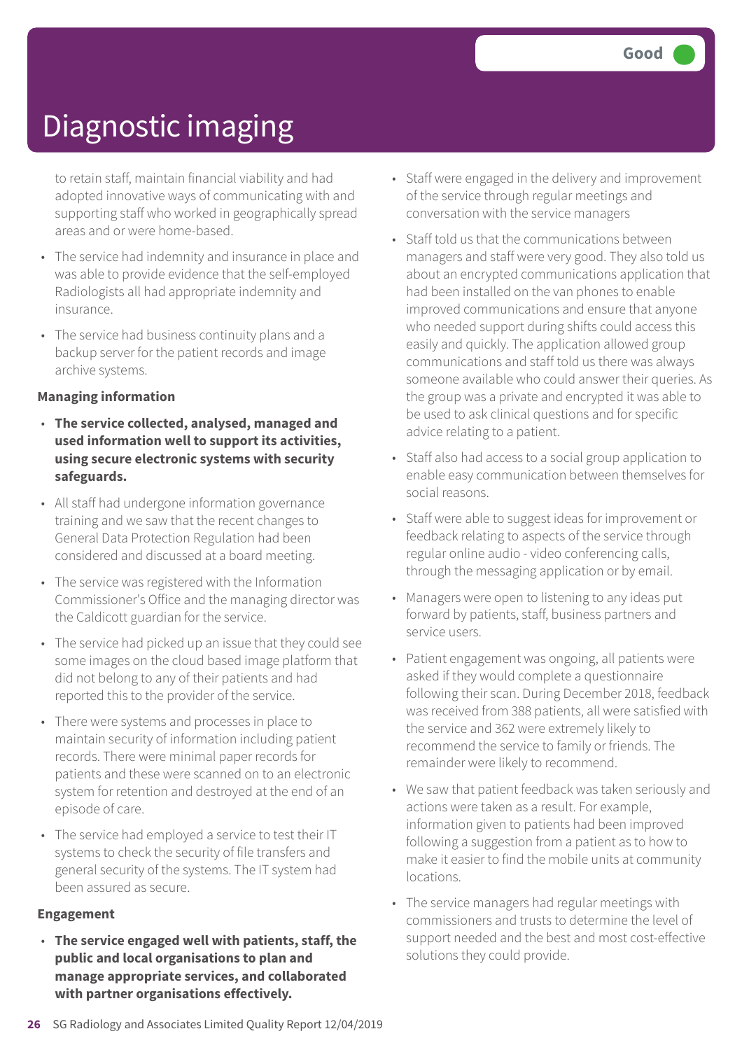# Diagnostic imaging

Good

to retain staff, maintain financial viability and had adopted innovative ways of communicating with and supporting staff who worked in geographically spread areas and or were home-based.

- The service had indemnity and insurance in place and was able to provide evidence that the self-employed Radiologists all had appropriate indemnity and insurance.
- The service had business continuity plans and a backup server for the patient records and image archive systems.

### Managing information

- **The service collected, analysed, managed and used information well to support its activities, using secure electronic systems with security safeguards.**
- All staff had undergone information governance training and we saw that the recent changes to General Data Protection Regulation had been considered and discussed at a board meeting.
- The service was registered with the Information Commissioner's Office and the managing director was the Caldicott guardian for the service.
- The service had picked up an issue that they could see some images on the cloud based image platform that did not belong to any of their patients and had reported this to the provider of the service.
- There were systems and processes in place to maintain security of information including patient records. There were minimal paper records for patients and these were scanned on to an electronic system for retention and destroyed at the end of an episode of care.
- The service had employed a service to test their IT systems to check the security of file transfers and general security of the systems. The IT system had been assured as secure.

### Engagement

- **The service engaged well with patients, staff, the public and local organisations to plan and manage appropriate services, and collaborated with partner organisations effectively.**
- Staff were engaged in the delivery and improvement of the service through regular meetings and conversation with the service managers
- Staff told us that the communications between managers and staff were very good. They also told us about an encrypted communications application that had been installed on the van phones to enable improved communications and ensure that anyone who needed support during shifts could access this easily and quickly. The application allowed group communications and staff told us there was always someone available who could answer their queries. As the group was a private and encrypted it was able to be used to ask clinical questions and for specific advice relating to a patient.
- Staff also had access to a social group application to enable easy communication between themselves for social reasons.
- Staff were able to suggest ideas for improvement or feedback relating to aspects of the service through regular online audio - video conferencing calls, through the messaging application or by email.
- Managers were open to listening to any ideas put forward by patients, staff, business partners and service users.
- Patient engagement was ongoing, all patients were asked if they would complete a questionnaire following their scan. During December 2018, feedback was received from 388 patients, all were satisfied with the service and 362 were extremely likely to recommend the service to family or friends. The remainder were likely to recommend.
- We saw that patient feedback was taken seriously and actions were taken as a result. For example, information given to patients had been improved following a suggestion from a patient as to how to make it easier to find the mobile units at community locations.
- The service managers had regular meetings with commissioners and trusts to determine the level of support needed and the best and most cost-effective solutions they could provide.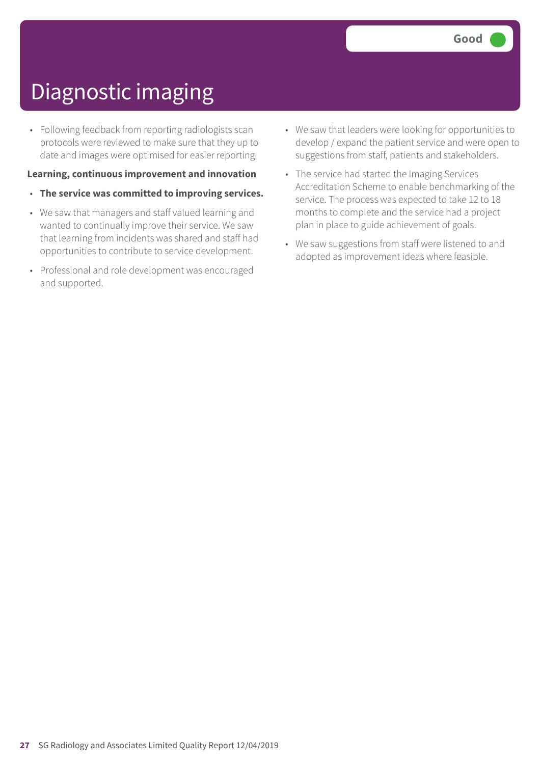# Diagnostic imaging

Good

- Following feedback from reporting radiologists scan protocols were reviewed to make sure that they up to date and images were optimised for easier reporting.

**Learning, continuous improvement and innovation**

- **The service was committed to improving services.**
- We saw that managers and staff valued learning and wanted to continually improve their service. We saw that learning from incidents was shared and staff had opportunities to contribute to service development.
- Professional and role development was encouraged and supported.
- We saw that leaders were looking for opportunities to develop / expand the patient service and were open to suggestions from staff, patients and stakeholders.
- The service had started the Imaging Services Accreditation Scheme to enable benchmarking of the service. The process was expected to take 12 to 18 months to complete and the service had a project plan in place to guide achievement of goals.
- We saw suggestions from staff were listened to and adopted as improvement ideas where feasible.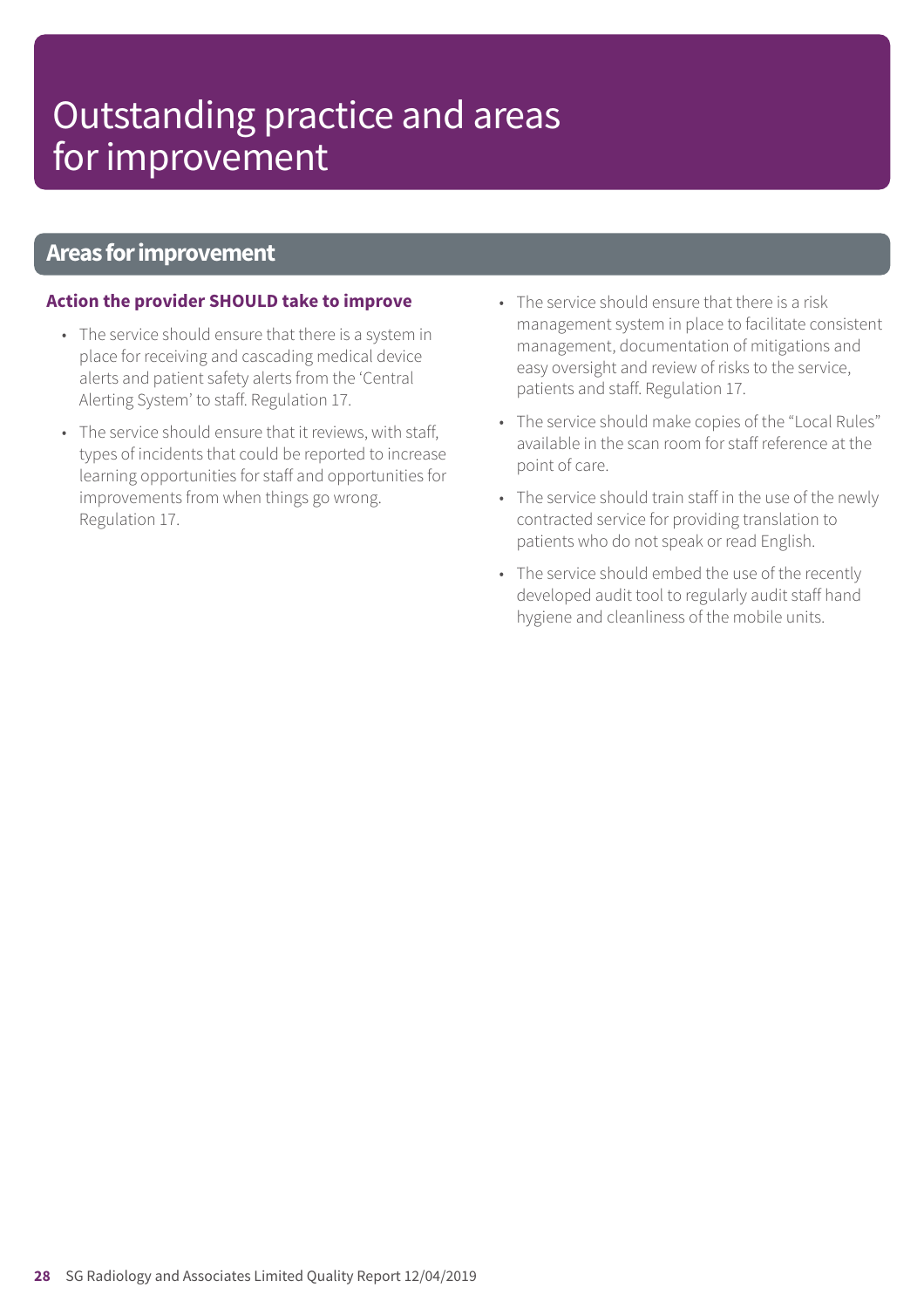# Outstanding practice and areas for improvement

## Areas for improvement

**Action the provider SHOULD take to improve**

- The service should ensure that there is a system in place for receiving and cascading medical device alerts and patient safety alerts from the 'Central Alerting System' to staff. Regulation 17.
- The service should ensure that it reviews, with staff, types of incidents that could be reported to increase learning opportunities for staff and opportunities for improvements from when things go wrong. Regulation 17.
- The service should ensure that there is a risk management system in place to facilitate consistent management, documentation of mitigations and easy oversight and review of risks to the service, patients and staff. Regulation 17.
- The service should make copies of the "Local Rules" available in the scan room for staff reference at the point of care.
- The service should train staff in the use of the newly contracted service for providing translation to patients who do not speak or read English.
- The service should embed the use of the recently developed audit tool to regularly audit staff hand hygiene and cleanliness of the mobile units.